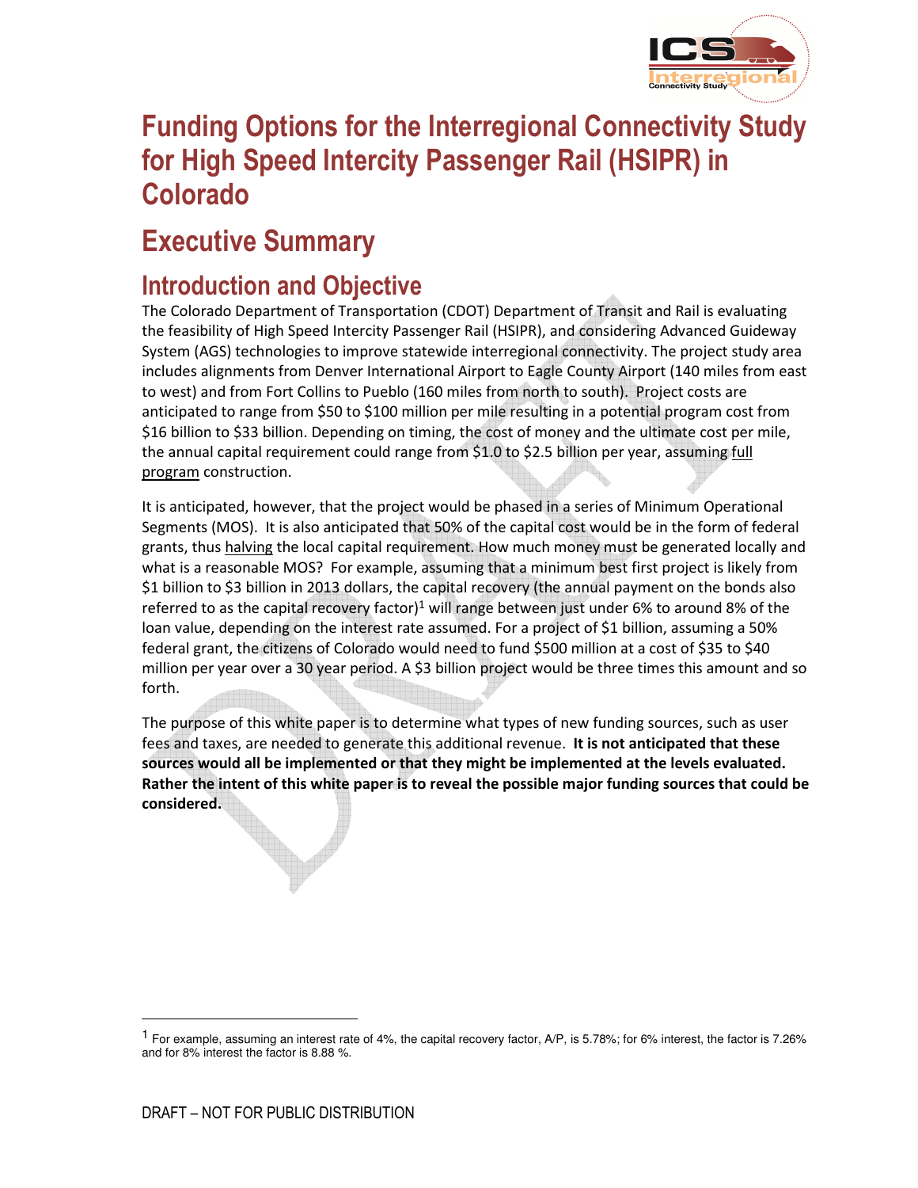# Funding Options for the Interregional Connectivity Study for High Speed Intercity Passenger Rail (HSIPR) in Colorado

## Executive Summary

### Introduction and Objective

The Colorado Department of Transportation (CDOT) Department of Transit and Rail is evaluating the feasibility of High Speed Intercity Passenger Rail (HSIPR), and considering Advanced Guideway System (AGS) technologies to improve statewide interregional connectivity. The project study area includes alignments from Denver International Airport to Eagle County Airport (140 miles from east to west) and from Fort Collins to Pueblo (160 miles from north to south). Project costs are anticipated to range from $50 to $100 million per mile resulting in a potential program cost from $16 billion to $33 billion. Depending on timing, the cost of money and the ultimate cost per mile, the annual capital requirement could range from $1.0 to $2.5 billion per year, assuming full program construction.

It is anticipated, however, that the project would be phased in a series of Minimum Operational Segments (MOS). It is also anticipated that 50% of the capital cost would be in the form of federal grants, thus halving the local capital requirement. How much money must be generated locally and what is a reasonable MOS? For example, assuming that a minimum best first project is likely from $1 billion to $3 billion in 2013 dollars, the capital recovery (the annual payment on the bonds also referred to as the capital recovery factor)[1] will range between just under 6% to around 8% of the loan value, depending on the interest rate assumed. For a project of $1 billion, assuming a 50% federal grant, the citizens of Colorado would need to fund $500 million at a cost of $35 to $40 million per year over a 30 year period. A $3 billion project would be three times this amount and so forth.

The purpose of this white paper is to determine what types of new funding sources, such as user fees and taxes, are needed to generate this additional revenue. **It is not anticipated that these sources would all be implemented or that they might be implemented at the levels evaluated. Rather the intent of this white paper is to reveal the possible major funding sources that could be considered.**

[1] For example, assuming an interest rate of 4%, the capital recovery factor, A/P, is 5.78%; for 6% interest, the factor is 7.26% and for 8% interest the factor is 8.88 %.

DRAFT – NOT FOR PUBLIC DISTRIBUTION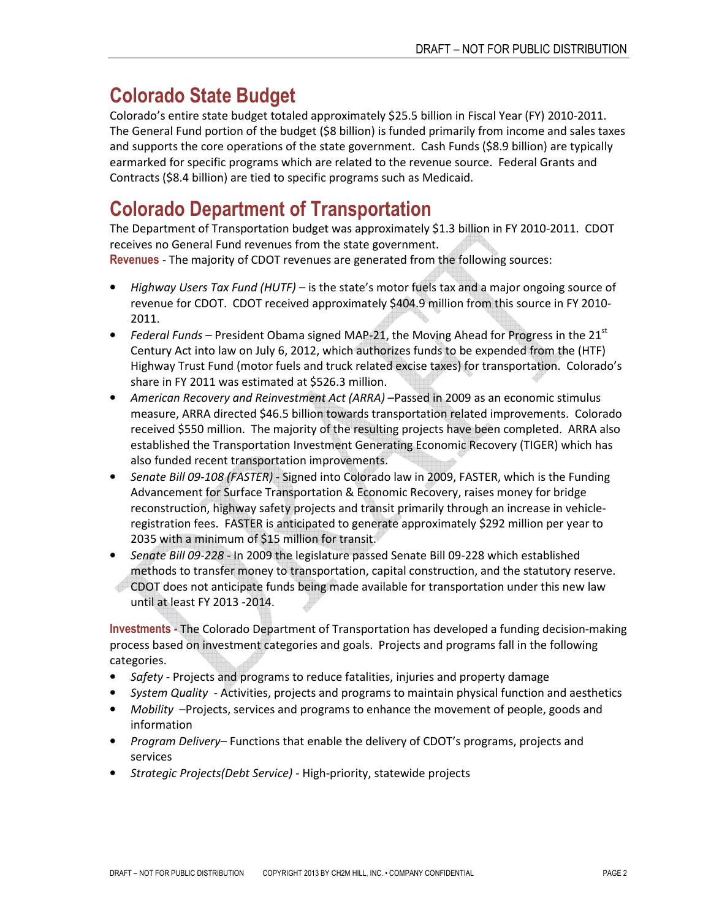## Colorado State Budget

Colorado's entire state budget totaled approximately $25.5 billion in Fiscal Year (FY) 2010-2011. The General Fund portion of the budget ($8 billion) is funded primarily from income and sales taxes and supports the core operations of the state government. Cash Funds ($8.9 billion) are typically earmarked for specific programs which are related to the revenue source. Federal Grants and Contracts ($8.4 billion) are tied to specific programs such as Medicaid.

## Colorado Department of Transportation

The Department of Transportation budget was approximately $1.3 billion in FY 2010-2011. CDOT receives no General Fund revenues from the state government.

**Revenues** - The majority of CDOT revenues are generated from the following sources:

- *Highway Users Tax Fund (HUTF)* – is the state's motor fuels tax and a major ongoing source of revenue for CDOT. CDOT received approximately $404.9 million from this source in FY 2010-2011.
- *Federal Funds* – President Obama signed MAP-21, the Moving Ahead for Progress in the 21st Century Act into law on July 6, 2012, which authorizes funds to be expended from the (HTF) Highway Trust Fund (motor fuels and truck related excise taxes) for transportation. Colorado's share in FY 2011 was estimated at $526.3 million.
- *American Recovery and Reinvestment Act (ARRA)* –Passed in 2009 as an economic stimulus measure, ARRA directed $46.5 billion towards transportation related improvements. Colorado received $550 million. The majority of the resulting projects have been completed. ARRA also established the Transportation Investment Generating Economic Recovery (TIGER) which has also funded recent transportation improvements.
- *Senate Bill 09-108 (FASTER)* - Signed into Colorado law in 2009, FASTER, which is the Funding Advancement for Surface Transportation & Economic Recovery, raises money for bridge reconstruction, highway safety projects and transit primarily through an increase in vehicle-registration fees. FASTER is anticipated to generate approximately $292 million per year to 2035 with a minimum of $15 million for transit.
- *Senate Bill 09-228* - In 2009 the legislature passed Senate Bill 09-228 which established methods to transfer money to transportation, capital construction, and the statutory reserve. CDOT does not anticipate funds being made available for transportation under this new law until at least FY 2013 -2014.

**Investments -** The Colorado Department of Transportation has developed a funding decision-making process based on investment categories and goals. Projects and programs fall in the following categories.

- *Safety* - Projects and programs to reduce fatalities, injuries and property damage
- *System Quality* - Activities, projects and programs to maintain physical function and aesthetics
- *Mobility* –Projects, services and programs to enhance the movement of people, goods and information
- *Program Delivery*– Functions that enable the delivery of CDOT's programs, projects and services
- *Strategic Projects(Debt Service)* - High-priority, statewide projects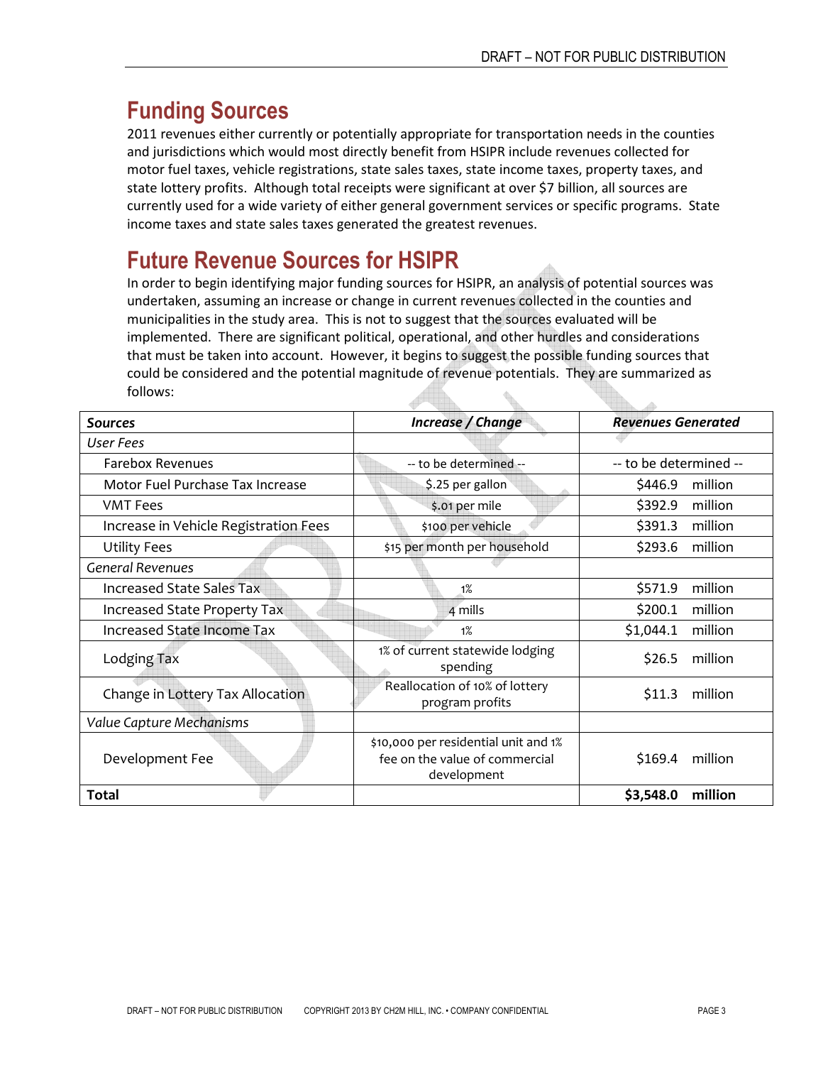## Funding Sources

2011 revenues either currently or potentially appropriate for transportation needs in the counties and jurisdictions which would most directly benefit from HSIPR include revenues collected for motor fuel taxes, vehicle registrations, state sales taxes, state income taxes, property taxes, and state lottery profits. Although total receipts were significant at over $7 billion, all sources are currently used for a wide variety of either general government services or specific programs. State income taxes and state sales taxes generated the greatest revenues.

## Future Revenue Sources for HSIPR

In order to begin identifying major funding sources for HSIPR, an analysis of potential sources was undertaken, assuming an increase or change in current revenues collected in the counties and municipalities in the study area. This is not to suggest that the sources evaluated will be implemented. There are significant political, operational, and other hurdles and considerations that must be taken into account. However, it begins to suggest the possible funding sources that could be considered and the potential magnitude of revenue potentials. They are summarized as follows:

| **Sources** | ***Increase / Change*** | ***Revenues Generated*** |
|---|---|---|
| *User Fees* | | |
| Farebox Revenues | -- to be determined -- | -- to be determined -- |
| Motor Fuel Purchase Tax Increase | $.25 per gallon | $446.9 million |
| VMT Fees | $.01 per mile | $392.9 million |
| Increase in Vehicle Registration Fees | $100 per vehicle | $391.3 million |
| Utility Fees | $15 per month per household | $293.6 million |
| *General Revenues* | | |
| Increased State Sales Tax | 1% | $571.9 million |
| Increased State Property Tax | 4 mills | $200.1 million |
| Increased State Income Tax | 1% | $1,044.1 million |
| Lodging Tax | 1% of current statewide lodging spending | $26.5 million |
| Change in Lottery Tax Allocation | Reallocation of 10% of lottery program profits | $11.3 million |
| *Value Capture Mechanisms* | | |
| Development Fee | $10,000 per residential unit and 1% fee on the value of commercial development | $169.4 million |
| **Total** | | **$3,548.0 million** |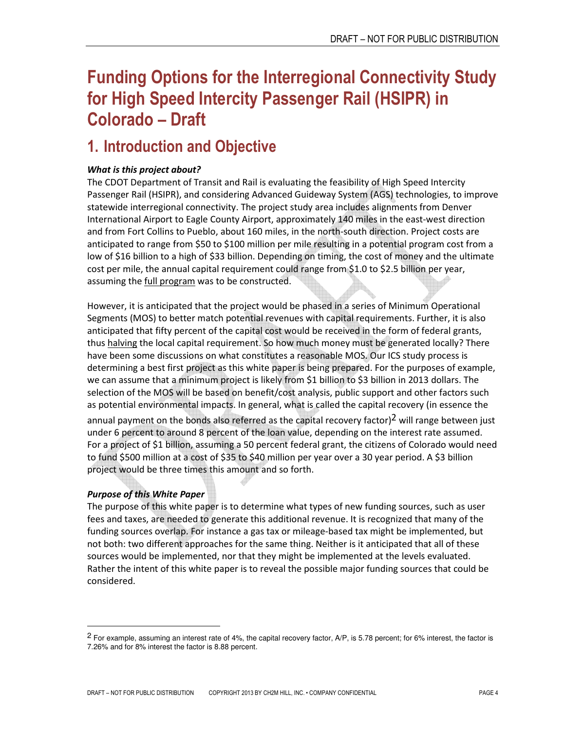# Funding Options for the Interregional Connectivity Study for High Speed Intercity Passenger Rail (HSIPR) in Colorado – Draft

## 1. Introduction and Objective

***What is this project about?***

The CDOT Department of Transit and Rail is evaluating the feasibility of High Speed Intercity Passenger Rail (HSIPR), and considering Advanced Guideway System (AGS) technologies, to improve statewide interregional connectivity. The project study area includes alignments from Denver International Airport to Eagle County Airport, approximately 140 miles in the east-west direction and from Fort Collins to Pueblo, about 160 miles, in the north-south direction. Project costs are anticipated to range from $50 to $100 million per mile resulting in a potential program cost from a low of $16 billion to a high of $33 billion. Depending on timing, the cost of money and the ultimate cost per mile, the annual capital requirement could range from $1.0 to $2.5 billion per year, assuming the full program was to be constructed.

However, it is anticipated that the project would be phased in a series of Minimum Operational Segments (MOS) to better match potential revenues with capital requirements. Further, it is also anticipated that fifty percent of the capital cost would be received in the form of federal grants, thus halving the local capital requirement. So how much money must be generated locally? There have been some discussions on what constitutes a reasonable MOS. Our ICS study process is determining a best first project as this white paper is being prepared. For the purposes of example, we can assume that a minimum project is likely from $1 billion to $3 billion in 2013 dollars. The selection of the MOS will be based on benefit/cost analysis, public support and other factors such as potential environmental impacts. In general, what is called the capital recovery (in essence the annual payment on the bonds also referred as the capital recovery factor)[2] will range between just under 6 percent to around 8 percent of the loan value, depending on the interest rate assumed. For a project of $1 billion, assuming a 50 percent federal grant, the citizens of Colorado would need to fund $500 million at a cost of $35 to $40 million per year over a 30 year period. A $3 billion project would be three times this amount and so forth.

***Purpose of this White Paper***

The purpose of this white paper is to determine what types of new funding sources, such as user fees and taxes, are needed to generate this additional revenue. It is recognized that many of the funding sources overlap. For instance a gas tax or mileage-based tax might be implemented, but not both: two different approaches for the same thing. Neither is it anticipated that all of these sources would be implemented, nor that they might be implemented at the levels evaluated. Rather the intent of this white paper is to reveal the possible major funding sources that could be considered.

---

[2] For example, assuming an interest rate of 4%, the capital recovery factor, A/P, is 5.78 percent; for 6% interest, the factor is 7.26% and for 8% interest the factor is 8.88 percent.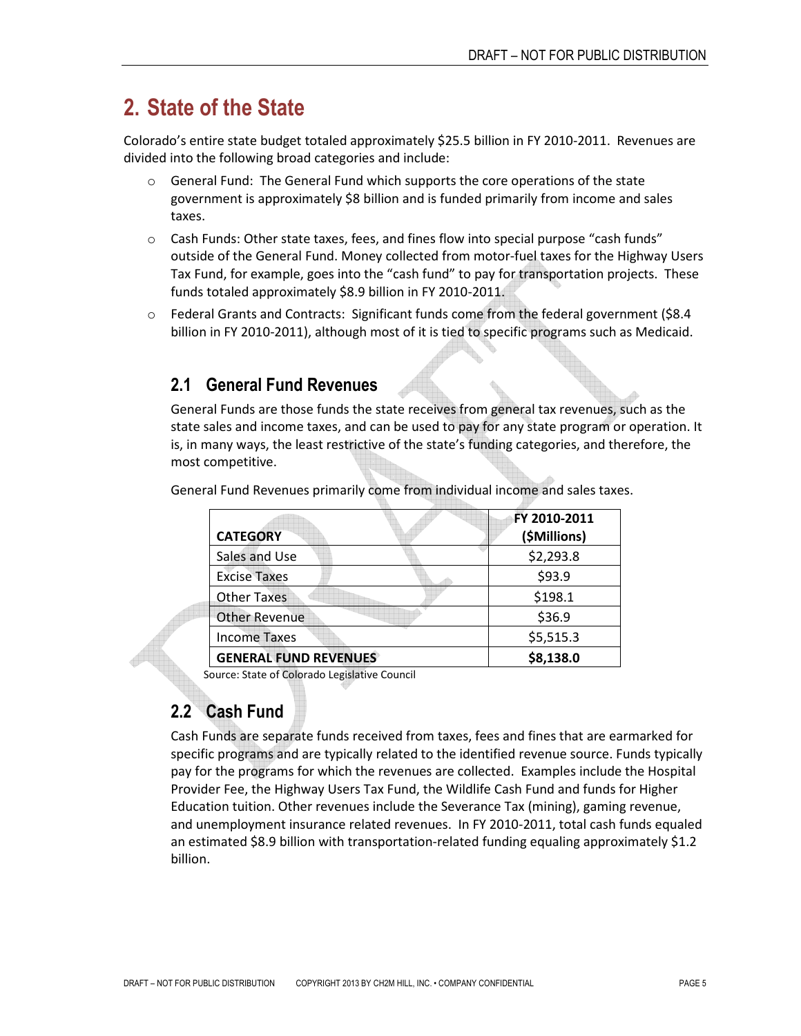# 2. State of the State

Colorado's entire state budget totaled approximately $25.5 billion in FY 2010-2011. Revenues are divided into the following broad categories and include:

- General Fund: The General Fund which supports the core operations of the state government is approximately $8 billion and is funded primarily from income and sales taxes.
- Cash Funds: Other state taxes, fees, and fines flow into special purpose "cash funds" outside of the General Fund. Money collected from motor-fuel taxes for the Highway Users Tax Fund, for example, goes into the "cash fund" to pay for transportation projects. These funds totaled approximately $8.9 billion in FY 2010-2011.
- Federal Grants and Contracts: Significant funds come from the federal government ($8.4 billion in FY 2010-2011), although most of it is tied to specific programs such as Medicaid.

## 2.1 General Fund Revenues

General Funds are those funds the state receives from general tax revenues, such as the state sales and income taxes, and can be used to pay for any state program or operation. It is, in many ways, the least restrictive of the state's funding categories, and therefore, the most competitive.

General Fund Revenues primarily come from individual income and sales taxes.

| CATEGORY | FY 2010-2011 ($Millions) |
|---|---|
| Sales and Use | $2,293.8 |
| Excise Taxes | $93.9 |
| Other Taxes | $198.1 |
| Other Revenue | $36.9 |
| Income Taxes | $5,515.3 |
| **GENERAL FUND REVENUES** | **$8,138.0** |

Source: State of Colorado Legislative Council

## 2.2 Cash Fund

Cash Funds are separate funds received from taxes, fees and fines that are earmarked for specific programs and are typically related to the identified revenue source. Funds typically pay for the programs for which the revenues are collected. Examples include the Hospital Provider Fee, the Highway Users Tax Fund, the Wildlife Cash Fund and funds for Higher Education tuition. Other revenues include the Severance Tax (mining), gaming revenue, and unemployment insurance related revenues. In FY 2010-2011, total cash funds equaled an estimated $8.9 billion with transportation-related funding equaling approximately $1.2 billion.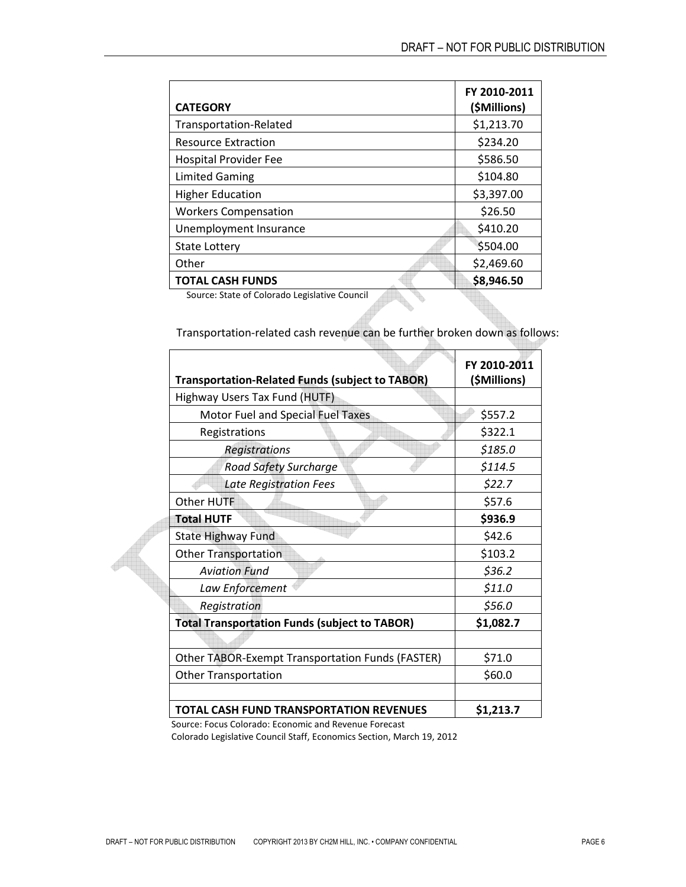| CATEGORY | FY 2010-2011 ($Millions) |
|---|---|
| Transportation-Related | $1,213.70 |
| Resource Extraction | $234.20 |
| Hospital Provider Fee | $586.50 |
| Limited Gaming | $104.80 |
| Higher Education | $3,397.00 |
| Workers Compensation | $26.50 |
| Unemployment Insurance | $410.20 |
| State Lottery | $504.00 |
| Other | $2,469.60 |
| **TOTAL CASH FUNDS** | **$8,946.50** |

Source: State of Colorado Legislative Council

Transportation-related cash revenue can be further broken down as follows:

| Transportation-Related Funds (subject to TABOR) | FY 2010-2011 ($Millions) |
|---|---|
| Highway Users Tax Fund (HUTF) | |
| Motor Fuel and Special Fuel Taxes | $557.2 |
| Registrations | $322.1 |
| *Registrations* | *$185.0* |
| *Road Safety Surcharge* | *$114.5* |
| *Late Registration Fees* | *$22.7* |
| Other HUTF | $57.6 |
| **Total HUTF** | **$936.9** |
| State Highway Fund | $42.6 |
| Other Transportation | $103.2 |
| *Aviation Fund* | *$36.2* |
| *Law Enforcement* | *$11.0* |
| *Registration* | *$56.0* |
| **Total Transportation Funds (subject to TABOR)** | **$1,082.7** |
| | |
| Other TABOR-Exempt Transportation Funds (FASTER) | $71.0 |
| Other Transportation | $60.0 |
| | |
| **TOTAL CASH FUND TRANSPORTATION REVENUES** | **$1,213.7** |

Source: Focus Colorado: Economic and Revenue Forecast
Colorado Legislative Council Staff, Economics Section, March 19, 2012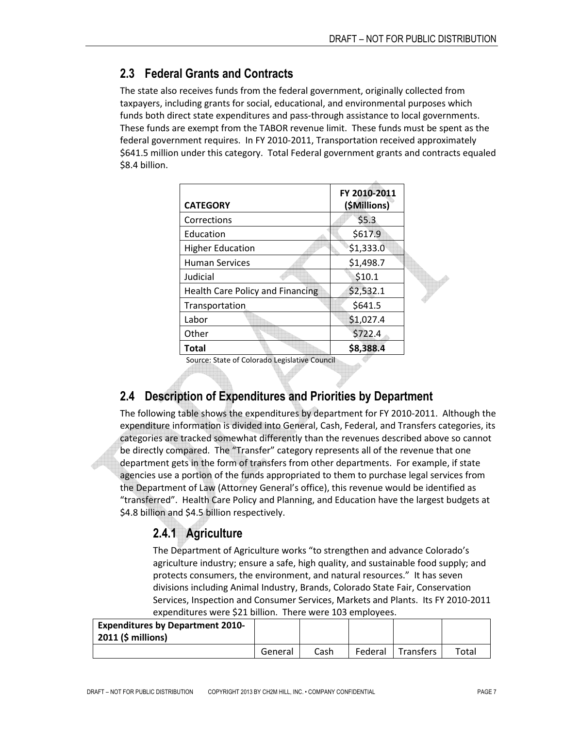## 2.3 Federal Grants and Contracts

The state also receives funds from the federal government, originally collected from taxpayers, including grants for social, educational, and environmental purposes which funds both direct state expenditures and pass-through assistance to local governments. These funds are exempt from the TABOR revenue limit. These funds must be spent as the federal government requires. In FY 2010-2011, Transportation received approximately $641.5 million under this category. Total Federal government grants and contracts equaled $8.4 billion.

| CATEGORY | FY 2010-2011 ($Millions) |
|---|---|
| Corrections | $5.3 |
| Education | $617.9 |
| Higher Education | $1,333.0 |
| Human Services | $1,498.7 |
| Judicial | $10.1 |
| Health Care Policy and Financing | $2,532.1 |
| Transportation | $641.5 |
| Labor | $1,027.4 |
| Other | $722.4 |
| **Total** | **$8,388.4** |

Source: State of Colorado Legislative Council

## 2.4 Description of Expenditures and Priorities by Department

The following table shows the expenditures by department for FY 2010-2011. Although the expenditure information is divided into General, Cash, Federal, and Transfers categories, its categories are tracked somewhat differently than the revenues described above so cannot be directly compared. The "Transfer" category represents all of the revenue that one department gets in the form of transfers from other departments. For example, if state agencies use a portion of the funds appropriated to them to purchase legal services from the Department of Law (Attorney General's office), this revenue would be identified as "transferred". Health Care Policy and Planning, and Education have the largest budgets at $4.8 billion and $4.5 billion respectively.

### 2.4.1 Agriculture

The Department of Agriculture works "to strengthen and advance Colorado's agriculture industry; ensure a safe, high quality, and sustainable food supply; and protects consumers, the environment, and natural resources." It has seven divisions including Animal Industry, Brands, Colorado State Fair, Conservation Services, Inspection and Consumer Services, Markets and Plants. Its FY 2010-2011 expenditures were $21 billion. There were 103 employees.

| **Expenditures by Department 2010-2011 ($ millions)** | | | | | |
|---|---|---|---|---|---|
| | General | Cash | Federal | Transfers | Total |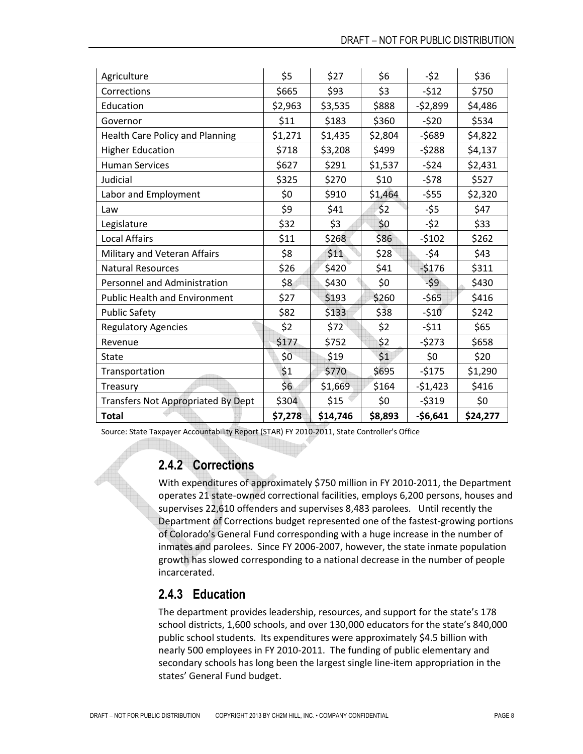| Agriculture | $5 | $27 | $6 | -$2 | $36 |
|---|---|---|---|---|---|
| Corrections | $665 | $93 | $3 | -$12 | $750 |
| Education | $2,963 | $3,535 | $888 | -$2,899 | $4,486 |
| Governor | $11 | $183 | $360 | -$20 | $534 |
| Health Care Policy and Planning | $1,271 | $1,435 | $2,804 | -$689 | $4,822 |
| Higher Education | $718 | $3,208 | $499 | -$288 | $4,137 |
| Human Services | $627 | $291 | $1,537 | -$24 | $2,431 |
| Judicial | $325 | $270 | $10 | -$78 | $527 |
| Labor and Employment | $0 | $910 | $1,464 | -$55 | $2,320 |
| Law | $9 | $41 | $2 | -$5 | $47 |
| Legislature | $32 | $3 | $0 | -$2 | $33 |
| Local Affairs | $11 | $268 | $86 | -$102 | $262 |
| Military and Veteran Affairs | $8 | $11 | $28 | -$4 | $43 |
| Natural Resources | $26 | $420 | $41 | -$176 | $311 |
| Personnel and Administration | $8 | $430 | $0 | -$9 | $430 |
| Public Health and Environment | $27 | $193 | $260 | -$65 | $416 |
| Public Safety | $82 | $133 | $38 | -$10 | $242 |
| Regulatory Agencies | $2 | $72 | $2 | -$11 | $65 |
| Revenue | $177 | $752 | $2 | -$273 | $658 |
| State | $0 | $19 | $1 | $0 | $20 |
| Transportation | $1 | $770 | $695 | -$175 | $1,290 |
| Treasury | $6 | $1,669 | $164 | -$1,423 | $416 |
| Transfers Not Appropriated By Dept | $304 | $15 | $0 | -$319 | $0 |
| **Total** | **$7,278** | **$14,746** | **$8,893** | **-$6,641** | **$24,277** |

Source: State Taxpayer Accountability Report (STAR) FY 2010-2011, State Controller's Office

### 2.4.2 Corrections

With expenditures of approximately $750 million in FY 2010-2011, the Department operates 21 state-owned correctional facilities, employs 6,200 persons, houses and supervises 22,610 offenders and supervises 8,483 parolees. Until recently the Department of Corrections budget represented one of the fastest-growing portions of Colorado's General Fund corresponding with a huge increase in the number of inmates and parolees. Since FY 2006-2007, however, the state inmate population growth has slowed corresponding to a national decrease in the number of people incarcerated.

### 2.4.3 Education

The department provides leadership, resources, and support for the state's 178 school districts, 1,600 schools, and over 130,000 educators for the state's 840,000 public school students. Its expenditures were approximately $4.5 billion with nearly 500 employees in FY 2010-2011. The funding of public elementary and secondary schools has long been the largest single line-item appropriation in the states' General Fund budget.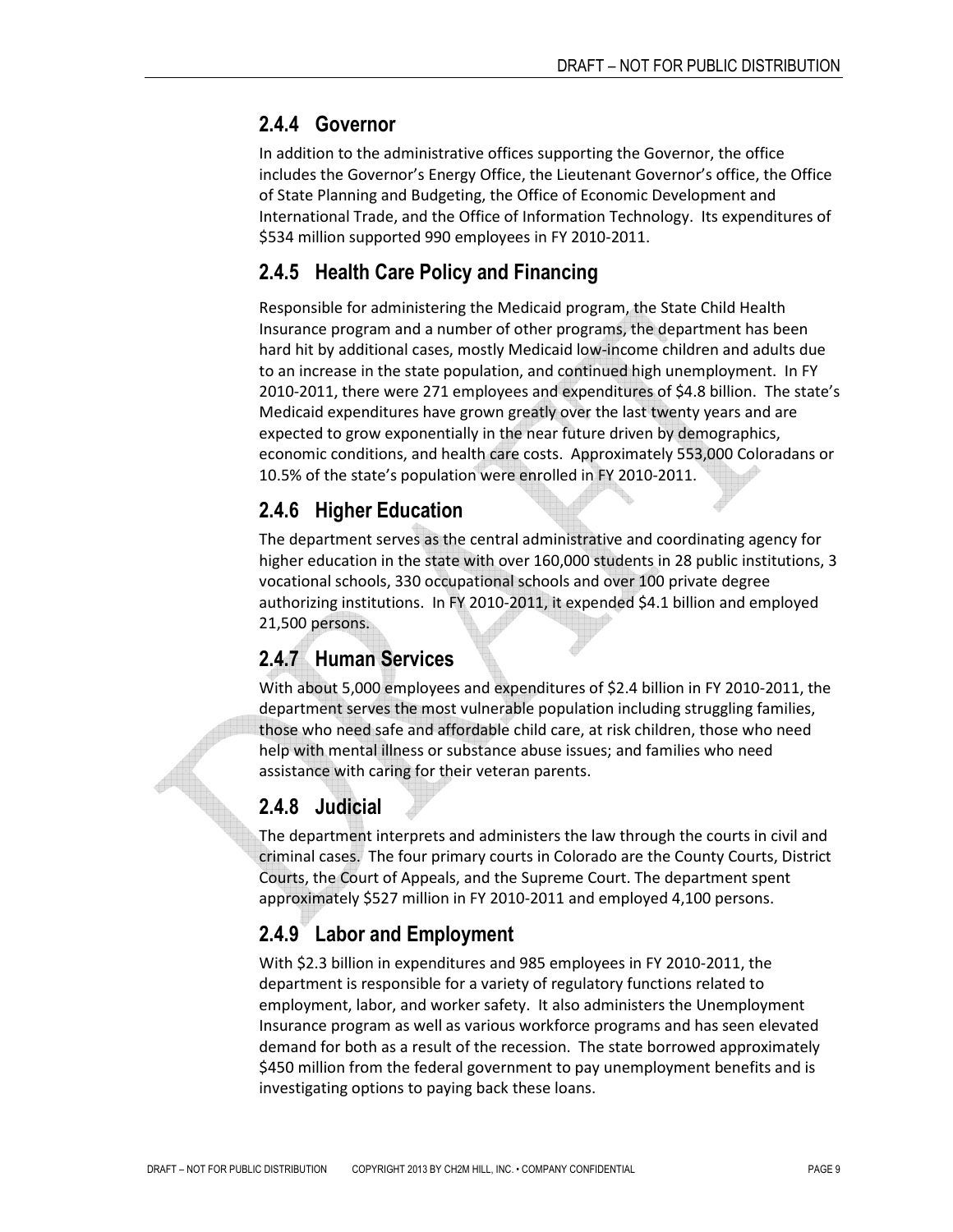### 2.4.4 Governor

In addition to the administrative offices supporting the Governor, the office includes the Governor's Energy Office, the Lieutenant Governor's office, the Office of State Planning and Budgeting, the Office of Economic Development and International Trade, and the Office of Information Technology. Its expenditures of $534 million supported 990 employees in FY 2010-2011.

### 2.4.5 Health Care Policy and Financing

Responsible for administering the Medicaid program, the State Child Health Insurance program and a number of other programs, the department has been hard hit by additional cases, mostly Medicaid low-income children and adults due to an increase in the state population, and continued high unemployment. In FY 2010-2011, there were 271 employees and expenditures of $4.8 billion. The state's Medicaid expenditures have grown greatly over the last twenty years and are expected to grow exponentially in the near future driven by demographics, economic conditions, and health care costs. Approximately 553,000 Coloradans or 10.5% of the state's population were enrolled in FY 2010-2011.

### 2.4.6 Higher Education

The department serves as the central administrative and coordinating agency for higher education in the state with over 160,000 students in 28 public institutions, 3 vocational schools, 330 occupational schools and over 100 private degree authorizing institutions. In FY 2010-2011, it expended $4.1 billion and employed 21,500 persons.

### 2.4.7 Human Services

With about 5,000 employees and expenditures of $2.4 billion in FY 2010-2011, the department serves the most vulnerable population including struggling families, those who need safe and affordable child care, at risk children, those who need help with mental illness or substance abuse issues; and families who need assistance with caring for their veteran parents.

### 2.4.8 Judicial

The department interprets and administers the law through the courts in civil and criminal cases. The four primary courts in Colorado are the County Courts, District Courts, the Court of Appeals, and the Supreme Court. The department spent approximately $527 million in FY 2010-2011 and employed 4,100 persons.

### 2.4.9 Labor and Employment

With $2.3 billion in expenditures and 985 employees in FY 2010-2011, the department is responsible for a variety of regulatory functions related to employment, labor, and worker safety. It also administers the Unemployment Insurance program as well as various workforce programs and has seen elevated demand for both as a result of the recession. The state borrowed approximately $450 million from the federal government to pay unemployment benefits and is investigating options to paying back these loans.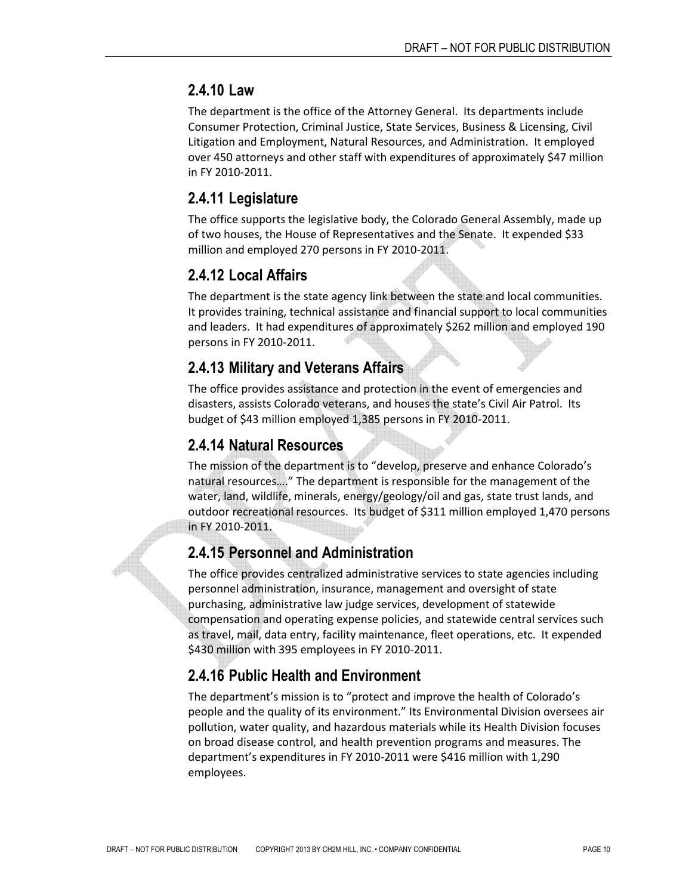## 2.4.10 Law

The department is the office of the Attorney General. Its departments include Consumer Protection, Criminal Justice, State Services, Business & Licensing, Civil Litigation and Employment, Natural Resources, and Administration. It employed over 450 attorneys and other staff with expenditures of approximately $47 million in FY 2010-2011.

## 2.4.11 Legislature

The office supports the legislative body, the Colorado General Assembly, made up of two houses, the House of Representatives and the Senate. It expended $33 million and employed 270 persons in FY 2010-2011.

## 2.4.12 Local Affairs

The department is the state agency link between the state and local communities. It provides training, technical assistance and financial support to local communities and leaders. It had expenditures of approximately $262 million and employed 190 persons in FY 2010-2011.

## 2.4.13 Military and Veterans Affairs

The office provides assistance and protection in the event of emergencies and disasters, assists Colorado veterans, and houses the state's Civil Air Patrol. Its budget of $43 million employed 1,385 persons in FY 2010-2011.

## 2.4.14 Natural Resources

The mission of the department is to "develop, preserve and enhance Colorado's natural resources…." The department is responsible for the management of the water, land, wildlife, minerals, energy/geology/oil and gas, state trust lands, and outdoor recreational resources. Its budget of $311 million employed 1,470 persons in FY 2010-2011.

## 2.4.15 Personnel and Administration

The office provides centralized administrative services to state agencies including personnel administration, insurance, management and oversight of state purchasing, administrative law judge services, development of statewide compensation and operating expense policies, and statewide central services such as travel, mail, data entry, facility maintenance, fleet operations, etc. It expended $430 million with 395 employees in FY 2010-2011.

## 2.4.16 Public Health and Environment

The department's mission is to "protect and improve the health of Colorado's people and the quality of its environment." Its Environmental Division oversees air pollution, water quality, and hazardous materials while its Health Division focuses on broad disease control, and health prevention programs and measures. The department's expenditures in FY 2010-2011 were $416 million with 1,290 employees.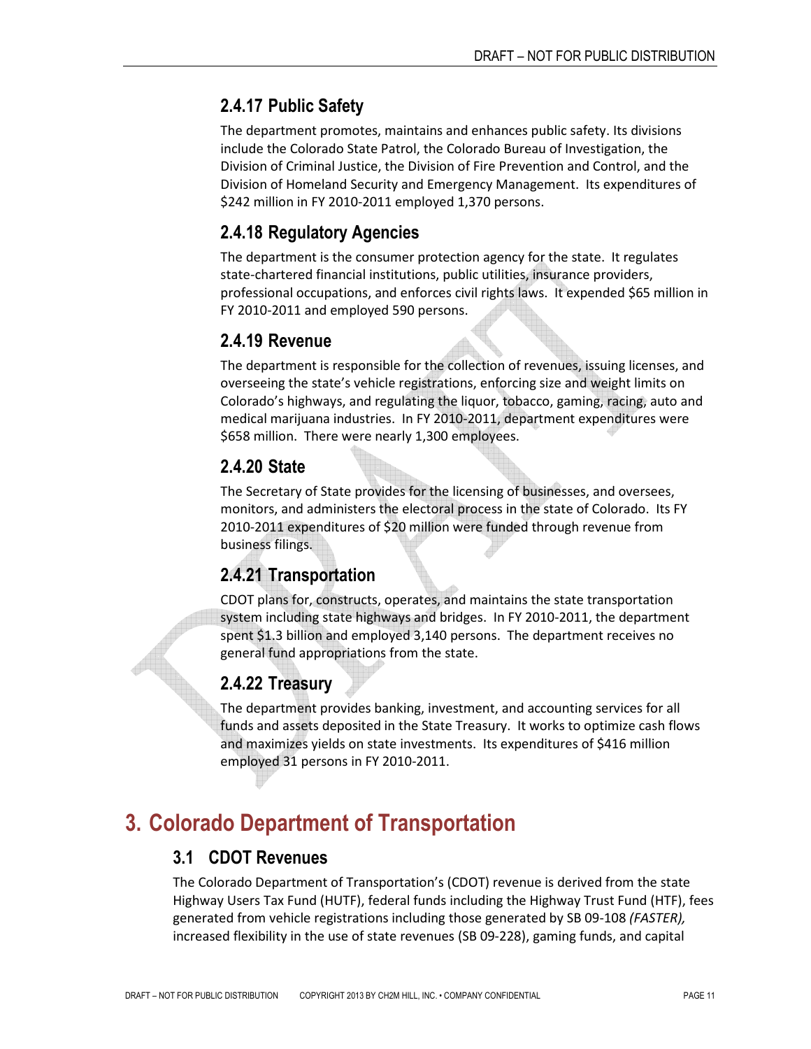### 2.4.17 Public Safety

The department promotes, maintains and enhances public safety. Its divisions include the Colorado State Patrol, the Colorado Bureau of Investigation, the Division of Criminal Justice, the Division of Fire Prevention and Control, and the Division of Homeland Security and Emergency Management. Its expenditures of $242 million in FY 2010-2011 employed 1,370 persons.

### 2.4.18 Regulatory Agencies

The department is the consumer protection agency for the state. It regulates state-chartered financial institutions, public utilities, insurance providers, professional occupations, and enforces civil rights laws. It expended $65 million in FY 2010-2011 and employed 590 persons.

### 2.4.19 Revenue

The department is responsible for the collection of revenues, issuing licenses, and overseeing the state's vehicle registrations, enforcing size and weight limits on Colorado's highways, and regulating the liquor, tobacco, gaming, racing, auto and medical marijuana industries. In FY 2010-2011, department expenditures were $658 million. There were nearly 1,300 employees.

### 2.4.20 State

The Secretary of State provides for the licensing of businesses, and oversees, monitors, and administers the electoral process in the state of Colorado. Its FY 2010-2011 expenditures of $20 million were funded through revenue from business filings.

### 2.4.21 Transportation

CDOT plans for, constructs, operates, and maintains the state transportation system including state highways and bridges. In FY 2010-2011, the department spent $1.3 billion and employed 3,140 persons. The department receives no general fund appropriations from the state.

### 2.4.22 Treasury

The department provides banking, investment, and accounting services for all funds and assets deposited in the State Treasury. It works to optimize cash flows and maximizes yields on state investments. Its expenditures of $416 million employed 31 persons in FY 2010-2011.

# 3. Colorado Department of Transportation

## 3.1 CDOT Revenues

The Colorado Department of Transportation's (CDOT) revenue is derived from the state Highway Users Tax Fund (HUTF), federal funds including the Highway Trust Fund (HTF), fees generated from vehicle registrations including those generated by SB 09-108 *(FASTER),* increased flexibility in the use of state revenues (SB 09-228), gaming funds, and capital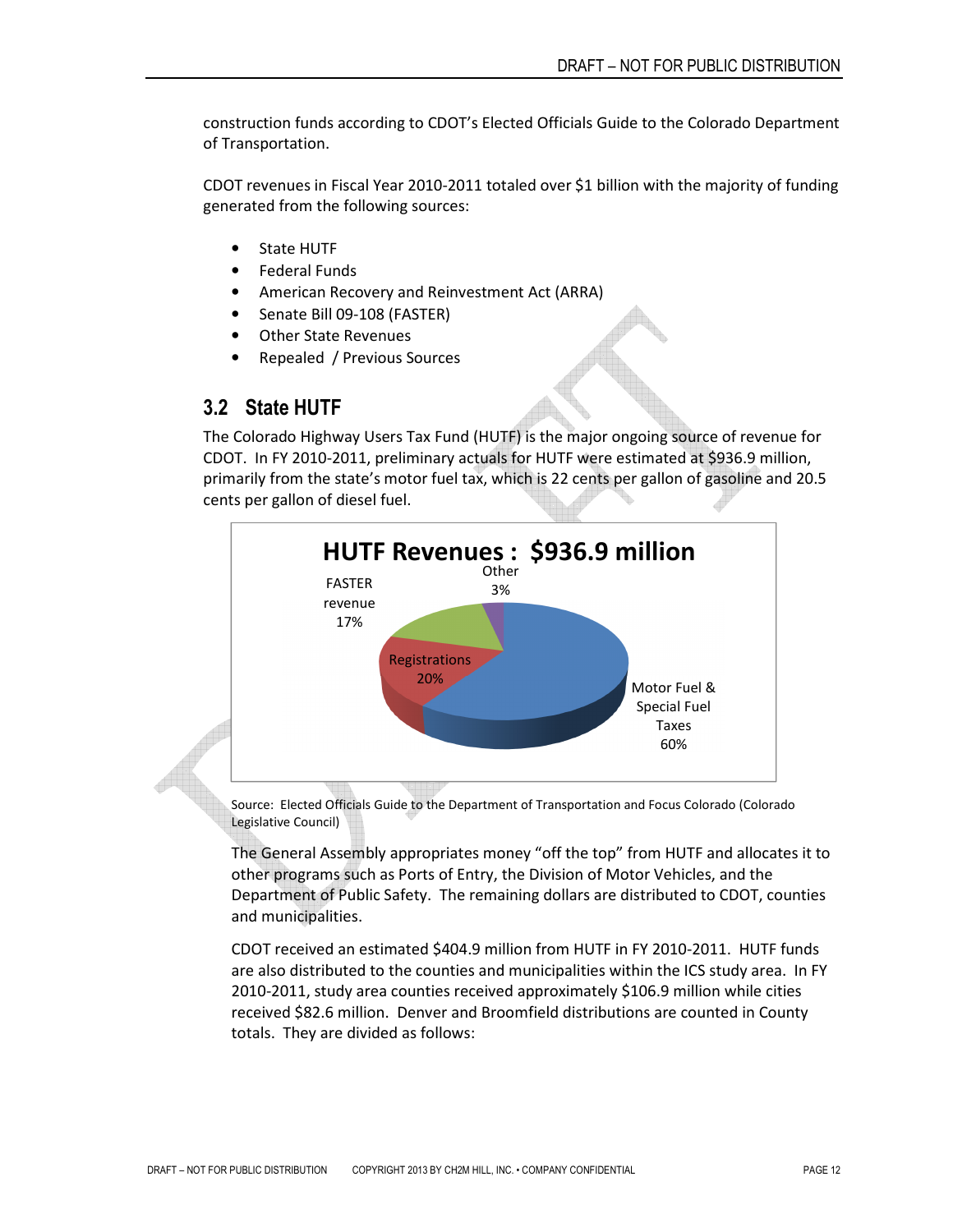construction funds according to CDOT's Elected Officials Guide to the Colorado Department of Transportation.

CDOT revenues in Fiscal Year 2010-2011 totaled over $1 billion with the majority of funding generated from the following sources:

- State HUTF
- Federal Funds
- American Recovery and Reinvestment Act (ARRA)
- Senate Bill 09-108 (FASTER)
- Other State Revenues
- Repealed / Previous Sources

## 3.2 State HUTF

The Colorado Highway Users Tax Fund (HUTF) is the major ongoing source of revenue for CDOT. In FY 2010-2011, preliminary actuals for HUTF were estimated at $936.9 million, primarily from the state's motor fuel tax, which is 22 cents per gallon of gasoline and 20.5 cents per gallon of diesel fuel.

HUTF Revenues : $936.9 million

Other 3%

FASTER revenue 17%

Registrations 20%

Motor Fuel & Special Fuel Taxes 60%

Source: Elected Officials Guide to the Department of Transportation and Focus Colorado (Colorado Legislative Council)

The General Assembly appropriates money "off the top" from HUTF and allocates it to other programs such as Ports of Entry, the Division of Motor Vehicles, and the Department of Public Safety. The remaining dollars are distributed to CDOT, counties and municipalities.

CDOT received an estimated $404.9 million from HUTF in FY 2010-2011. HUTF funds are also distributed to the counties and municipalities within the ICS study area. In FY 2010-2011, study area counties received approximately $106.9 million while cities received $82.6 million. Denver and Broomfield distributions are counted in County totals. They are divided as follows: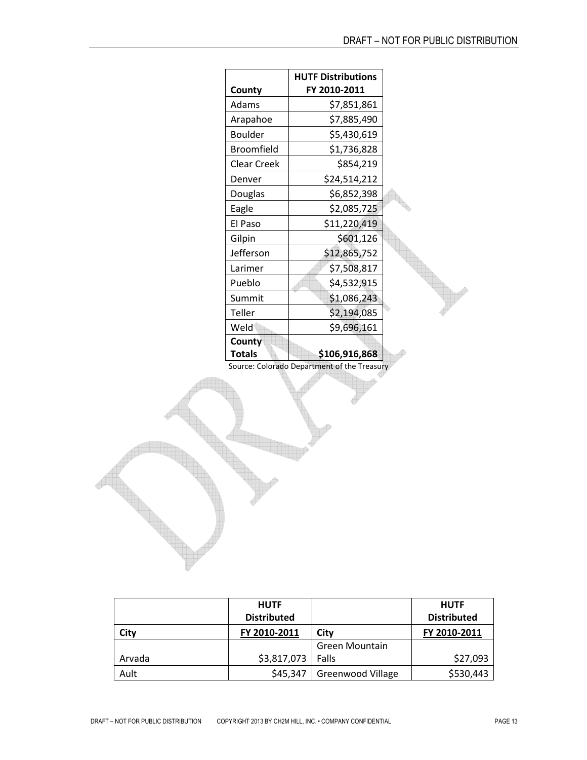| County | HUTF Distributions FY 2010-2011 |
|---|---|
| Adams | $7,851,861 |
| Arapahoe | $7,885,490 |
| Boulder | $5,430,619 |
| Broomfield | $1,736,828 |
| Clear Creek | $854,219 |
| Denver | $24,514,212 |
| Douglas | $6,852,398 |
| Eagle | $2,085,725 |
| El Paso | $11,220,419 |
| Gilpin | $601,126 |
| Jefferson | $12,865,752 |
| Larimer | $7,508,817 |
| Pueblo | $4,532,915 |
| Summit | $1,086,243 |
| Teller | $2,194,085 |
| Weld | $9,696,161 |
| **County Totals** | **$106,916,868** |

Source: Colorado Department of the Treasury

| City | HUTF Distributed FY 2010-2011 | City | HUTF Distributed FY 2010-2011 |
|---|---|---|---|
| Arvada | $3,817,073 | Green Mountain Falls | $27,093 |
| Ault | $45,347 | Greenwood Village | $530,443 |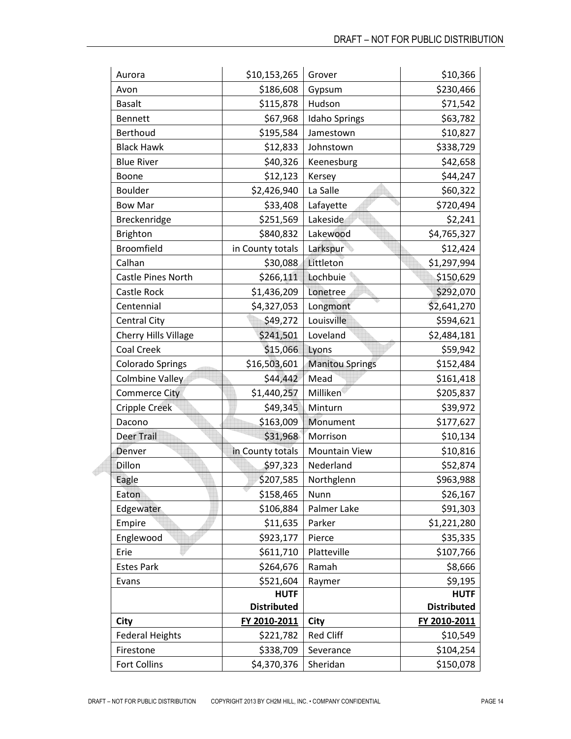| | | | |
|---|---|---|---|
| Aurora | $10,153,265 | Grover | $10,366 |
| Avon | $186,608 | Gypsum | $230,466 |
| Basalt | $115,878 | Hudson | $71,542 |
| Bennett | $67,968 | Idaho Springs | $63,782 |
| Berthoud | $195,584 | Jamestown | $10,827 |
| Black Hawk | $12,833 | Johnstown | $338,729 |
| Blue River | $40,326 | Keenesburg | $42,658 |
| Boone | $12,123 | Kersey | $44,247 |
| Boulder | $2,426,940 | La Salle | $60,322 |
| Bow Mar | $33,408 | Lafayette | $720,494 |
| Breckenridge | $251,569 | Lakeside | $2,241 |
| Brighton | $840,832 | Lakewood | $4,765,327 |
| Broomfield | in County totals | Larkspur | $12,424 |
| Calhan | $30,088 | Littleton | $1,297,994 |
| Castle Pines North | $266,111 | Lochbuie | $150,629 |
| Castle Rock | $1,436,209 | Lonetree | $292,070 |
| Centennial | $4,327,053 | Longmont | $2,641,270 |
| Central City | $49,272 | Louisville | $594,621 |
| Cherry Hills Village | $241,501 | Loveland | $2,484,181 |
| Coal Creek | $15,066 | Lyons | $59,942 |
| Colorado Springs | $16,503,601 | Manitou Springs | $152,484 |
| Colmbine Valley | $44,442 | Mead | $161,418 |
| Commerce City | $1,440,257 | Milliken | $205,837 |
| Cripple Creek | $49,345 | Minturn | $39,972 |
| Dacono | $163,009 | Monument | $177,627 |
| Deer Trail | $31,968 | Morrison | $10,134 |
| Denver | in County totals | Mountain View | $10,816 |
| Dillon | $97,323 | Nederland | $52,874 |
| Eagle | $207,585 | Northglenn | $963,988 |
| Eaton | $158,465 | Nunn | $26,167 |
| Edgewater | $106,884 | Palmer Lake | $91,303 |
| Empire | $11,635 | Parker | $1,221,280 |
| Englewood | $923,177 | Pierce | $35,335 |
| Erie | $611,710 | Platteville | $107,766 |
| Estes Park | $264,676 | Ramah | $8,666 |
| Evans | $521,604 | Raymer | $9,195 |
| **City** | **HUTF Distributed FY 2010-2011** | **City** | **HUTF Distributed FY 2010-2011** |
| Federal Heights | $221,782 | Red Cliff | $10,549 |
| Firestone | $338,709 | Severance | $104,254 |
| Fort Collins | $4,370,376 | Sheridan | $150,078 |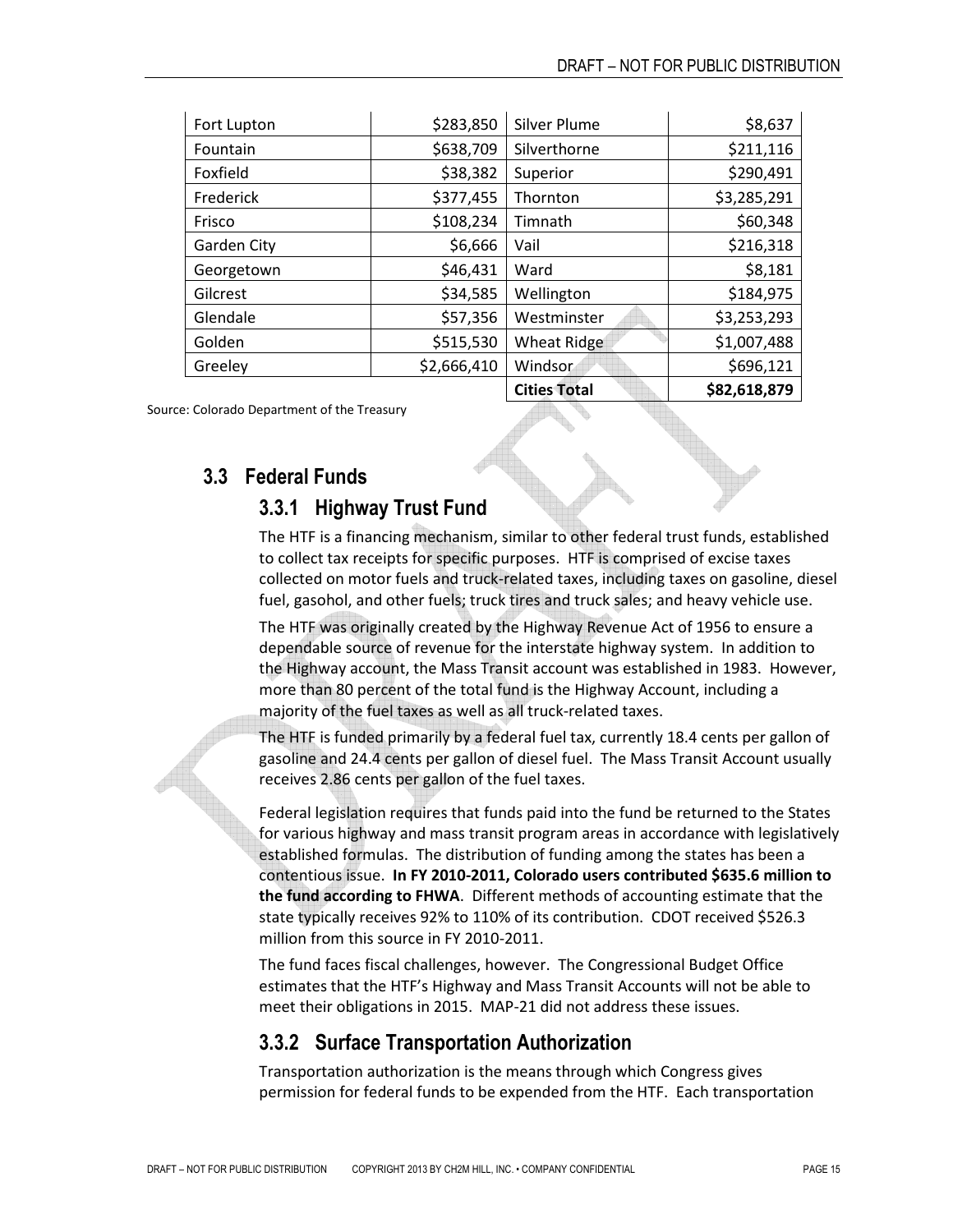| | | | |
|---|---|---|---|
| Fort Lupton | $283,850 | Silver Plume | $8,637 |
| Fountain | $638,709 | Silverthorne | $211,116 |
| Foxfield | $38,382 | Superior | $290,491 |
| Frederick | $377,455 | Thornton | $3,285,291 |
| Frisco | $108,234 | Timnath | $60,348 |
| Garden City | $6,666 | Vail | $216,318 |
| Georgetown | $46,431 | Ward | $8,181 |
| Gilcrest | $34,585 | Wellington | $184,975 |
| Glendale | $57,356 | Westminster | $3,253,293 |
| Golden | $515,530 | Wheat Ridge | $1,007,488 |
| Greeley | $2,666,410 | Windsor | $696,121 |
| | | **Cities Total** | **$82,618,879** |

Source: Colorado Department of the Treasury

## 3.3 Federal Funds

### 3.3.1 Highway Trust Fund

The HTF is a financing mechanism, similar to other federal trust funds, established to collect tax receipts for specific purposes. HTF is comprised of excise taxes collected on motor fuels and truck-related taxes, including taxes on gasoline, diesel fuel, gasohol, and other fuels; truck tires and truck sales; and heavy vehicle use.

The HTF was originally created by the Highway Revenue Act of 1956 to ensure a dependable source of revenue for the interstate highway system. In addition to the Highway account, the Mass Transit account was established in 1983. However, more than 80 percent of the total fund is the Highway Account, including a majority of the fuel taxes as well as all truck-related taxes.

The HTF is funded primarily by a federal fuel tax, currently 18.4 cents per gallon of gasoline and 24.4 cents per gallon of diesel fuel. The Mass Transit Account usually receives 2.86 cents per gallon of the fuel taxes.

Federal legislation requires that funds paid into the fund be returned to the States for various highway and mass transit program areas in accordance with legislatively established formulas. The distribution of funding among the states has been a contentious issue. **In FY 2010-2011, Colorado users contributed $635.6 million to the fund according to FHWA**. Different methods of accounting estimate that the state typically receives 92% to 110% of its contribution. CDOT received $526.3 million from this source in FY 2010-2011.

The fund faces fiscal challenges, however. The Congressional Budget Office estimates that the HTF's Highway and Mass Transit Accounts will not be able to meet their obligations in 2015. MAP-21 did not address these issues.

### 3.3.2 Surface Transportation Authorization

Transportation authorization is the means through which Congress gives permission for federal funds to be expended from the HTF. Each transportation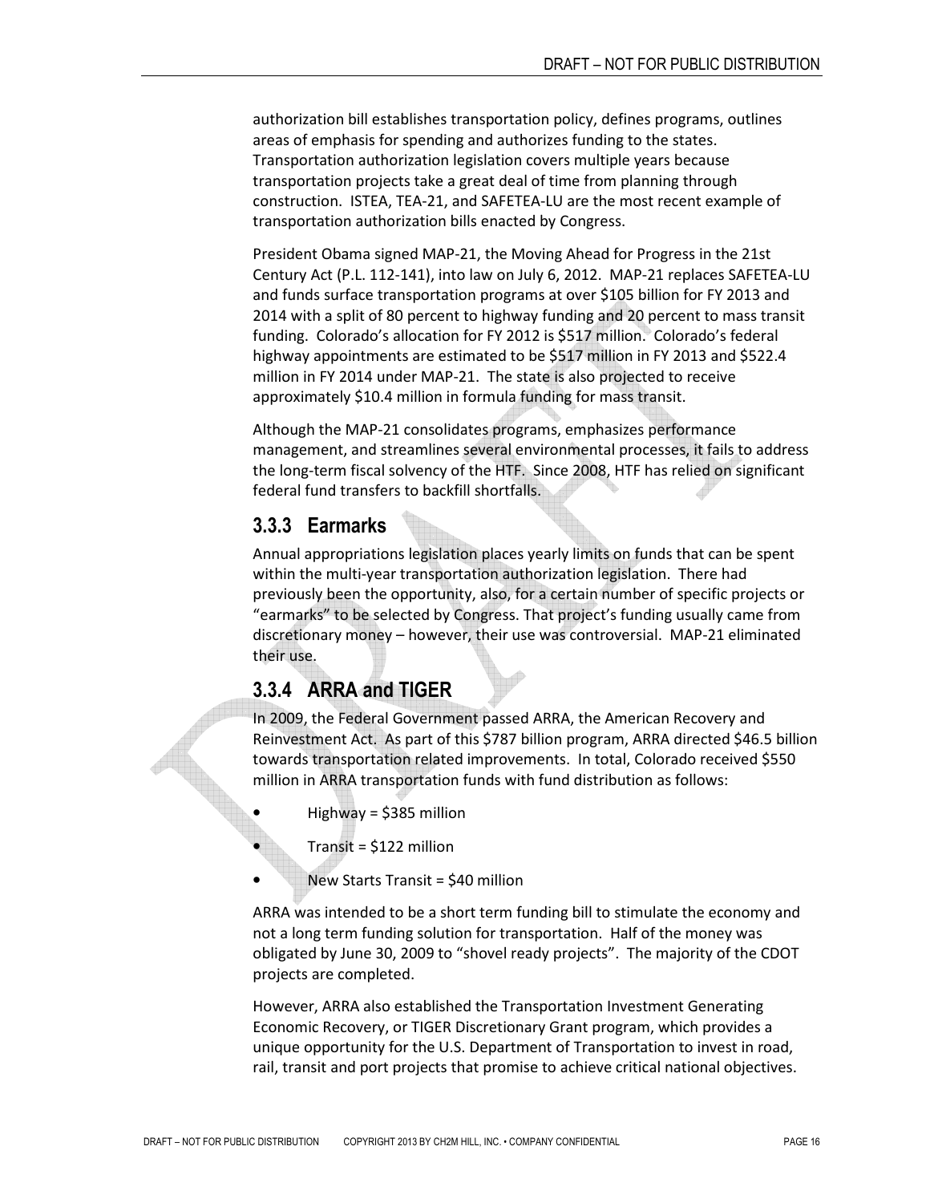authorization bill establishes transportation policy, defines programs, outlines areas of emphasis for spending and authorizes funding to the states. Transportation authorization legislation covers multiple years because transportation projects take a great deal of time from planning through construction. ISTEA, TEA-21, and SAFETEA-LU are the most recent example of transportation authorization bills enacted by Congress.

President Obama signed MAP-21, the Moving Ahead for Progress in the 21st Century Act (P.L. 112-141), into law on July 6, 2012. MAP-21 replaces SAFETEA-LU and funds surface transportation programs at over $105 billion for FY 2013 and 2014 with a split of 80 percent to highway funding and 20 percent to mass transit funding. Colorado's allocation for FY 2012 is $517 million. Colorado's federal highway appointments are estimated to be $517 million in FY 2013 and $522.4 million in FY 2014 under MAP-21. The state is also projected to receive approximately $10.4 million in formula funding for mass transit.

Although the MAP-21 consolidates programs, emphasizes performance management, and streamlines several environmental processes, it fails to address the long-term fiscal solvency of the HTF. Since 2008, HTF has relied on significant federal fund transfers to backfill shortfalls.

### 3.3.3 Earmarks

Annual appropriations legislation places yearly limits on funds that can be spent within the multi-year transportation authorization legislation. There had previously been the opportunity, also, for a certain number of specific projects or "earmarks" to be selected by Congress. That project's funding usually came from discretionary money – however, their use was controversial. MAP-21 eliminated their use.

### 3.3.4 ARRA and TIGER

In 2009, the Federal Government passed ARRA, the American Recovery and Reinvestment Act. As part of this $787 billion program, ARRA directed $46.5 billion towards transportation related improvements. In total, Colorado received $550 million in ARRA transportation funds with fund distribution as follows:

- Highway = $385 million
- Transit = $122 million
- New Starts Transit = $40 million

ARRA was intended to be a short term funding bill to stimulate the economy and not a long term funding solution for transportation. Half of the money was obligated by June 30, 2009 to "shovel ready projects". The majority of the CDOT projects are completed.

However, ARRA also established the Transportation Investment Generating Economic Recovery, or TIGER Discretionary Grant program, which provides a unique opportunity for the U.S. Department of Transportation to invest in road, rail, transit and port projects that promise to achieve critical national objectives.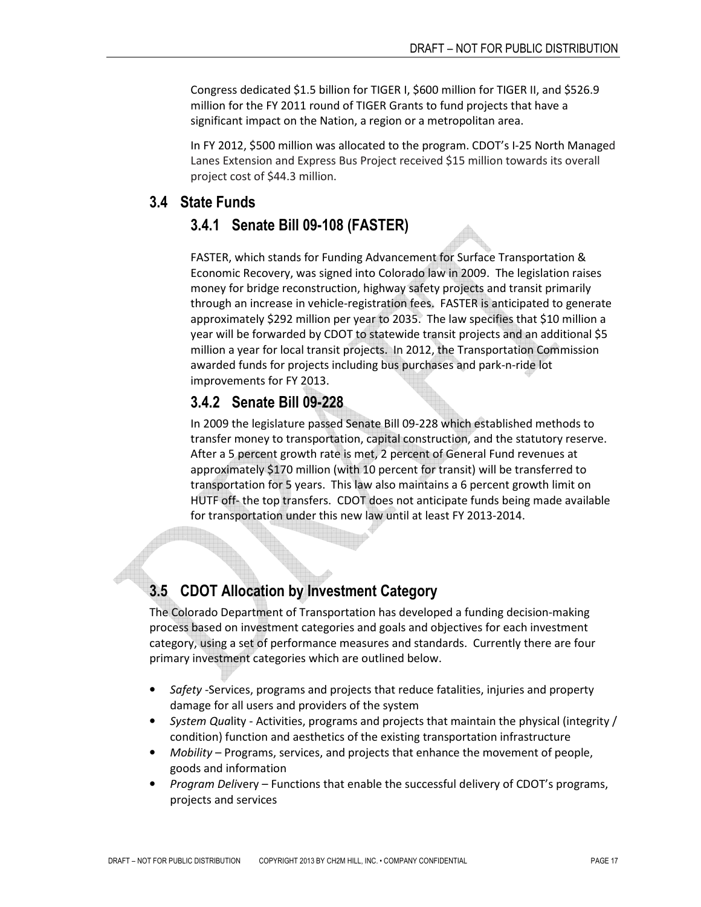Congress dedicated $1.5 billion for TIGER I, $600 million for TIGER II, and $526.9 million for the FY 2011 round of TIGER Grants to fund projects that have a significant impact on the Nation, a region or a metropolitan area.

In FY 2012, $500 million was allocated to the program. CDOT's I-25 North Managed Lanes Extension and Express Bus Project received $15 million towards its overall project cost of $44.3 million.

## 3.4 State Funds

### 3.4.1 Senate Bill 09-108 (FASTER)

FASTER, which stands for Funding Advancement for Surface Transportation & Economic Recovery, was signed into Colorado law in 2009. The legislation raises money for bridge reconstruction, highway safety projects and transit primarily through an increase in vehicle-registration fees. FASTER is anticipated to generate approximately $292 million per year to 2035. The law specifies that $10 million a year will be forwarded by CDOT to statewide transit projects and an additional $5 million a year for local transit projects. In 2012, the Transportation Commission awarded funds for projects including bus purchases and park-n-ride lot improvements for FY 2013.

### 3.4.2 Senate Bill 09-228

In 2009 the legislature passed Senate Bill 09-228 which established methods to transfer money to transportation, capital construction, and the statutory reserve. After a 5 percent growth rate is met, 2 percent of General Fund revenues at approximately $170 million (with 10 percent for transit) will be transferred to transportation for 5 years. This law also maintains a 6 percent growth limit on HUTF off- the top transfers. CDOT does not anticipate funds being made available for transportation under this new law until at least FY 2013-2014.

## 3.5 CDOT Allocation by Investment Category

The Colorado Department of Transportation has developed a funding decision-making process based on investment categories and goals and objectives for each investment category, using a set of performance measures and standards. Currently there are four primary investment categories which are outlined below.

- *Safety* -Services, programs and projects that reduce fatalities, injuries and property damage for all users and providers of the system
- *System Qual*ity - Activities, programs and projects that maintain the physical (integrity / condition) function and aesthetics of the existing transportation infrastructure
- *Mobility* – Programs, services, and projects that enhance the movement of people, goods and information
- *Program Deli*very – Functions that enable the successful delivery of CDOT's programs, projects and services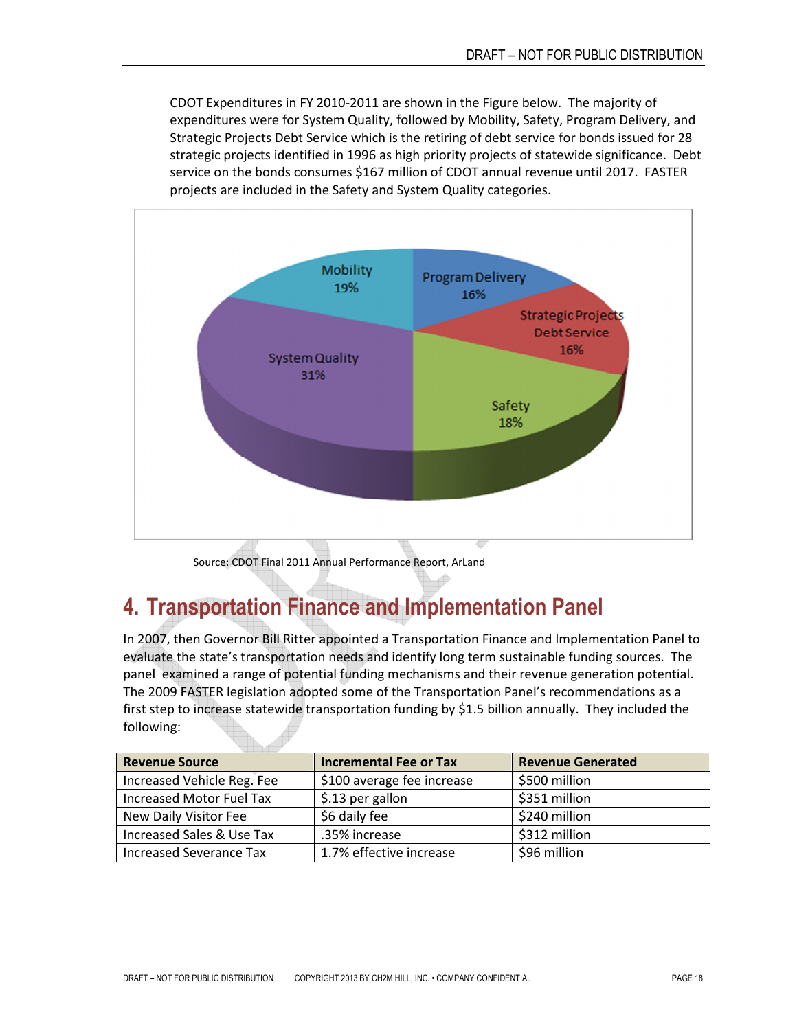CDOT Expenditures in FY 2010-2011 are shown in the Figure below. The majority of expenditures were for System Quality, followed by Mobility, Safety, Program Delivery, and Strategic Projects Debt Service which is the retiring of debt service for bonds issued for 28 strategic projects identified in 1996 as high priority projects of statewide significance. Debt service on the bonds consumes $167 million of CDOT annual revenue until 2017. FASTER projects are included in the Safety and System Quality categories.

Mobility
19%

Program Delivery
16%

Strategic Projects
Debt Service
16%

System Quality
31%

Safety
18%

Source: CDOT Final 2011 Annual Performance Report, ArLand

# 4. Transportation Finance and Implementation Panel

In 2007, then Governor Bill Ritter appointed a Transportation Finance and Implementation Panel to evaluate the state's transportation needs and identify long term sustainable funding sources. The panel examined a range of potential funding mechanisms and their revenue generation potential. The 2009 FASTER legislation adopted some of the Transportation Panel's recommendations as a first step to increase statewide transportation funding by $1.5 billion annually. They included the following:

| Revenue Source | Incremental Fee or Tax | Revenue Generated |
|---|---|---|
| Increased Vehicle Reg. Fee | $100 average fee increase | $500 million |
| Increased Motor Fuel Tax | $.13 per gallon | $351 million |
| New Daily Visitor Fee | $6 daily fee | $240 million |
| Increased Sales & Use Tax | .35% increase | $312 million |
| Increased Severance Tax | 1.7% effective increase | $96 million |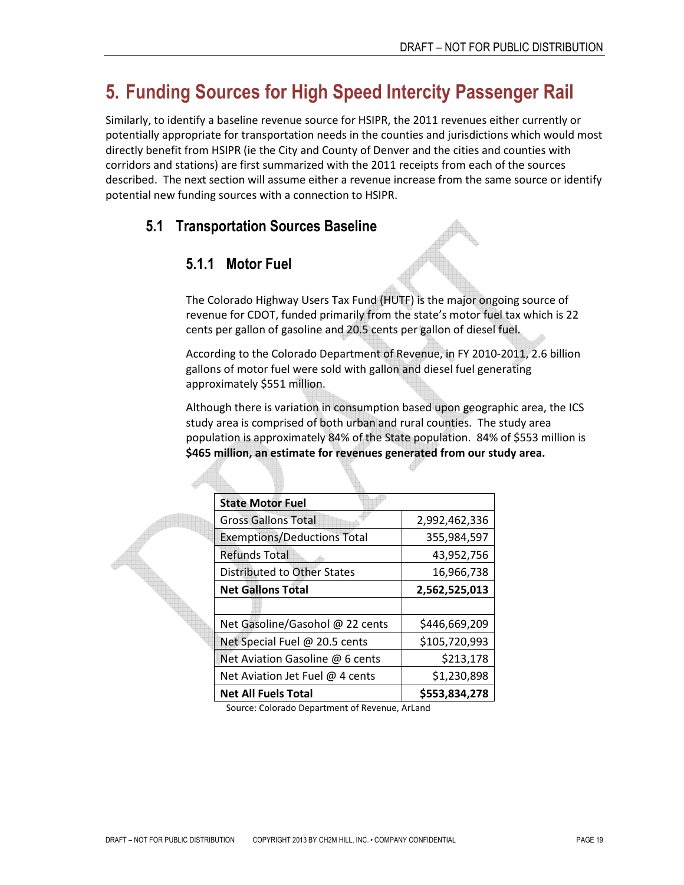# 5. Funding Sources for High Speed Intercity Passenger Rail

Similarly, to identify a baseline revenue source for HSIPR, the 2011 revenues either currently or potentially appropriate for transportation needs in the counties and jurisdictions which would most directly benefit from HSIPR (ie the City and County of Denver and the cities and counties with corridors and stations) are first summarized with the 2011 receipts from each of the sources described. The next section will assume either a revenue increase from the same source or identify potential new funding sources with a connection to HSIPR.

## 5.1 Transportation Sources Baseline

### 5.1.1 Motor Fuel

The Colorado Highway Users Tax Fund (HUTF) is the major ongoing source of revenue for CDOT, funded primarily from the state's motor fuel tax which is 22 cents per gallon of gasoline and 20.5 cents per gallon of diesel fuel.

According to the Colorado Department of Revenue, in FY 2010-2011, 2.6 billion gallons of motor fuel were sold with gallon and diesel fuel generating approximately $551 million.

Although there is variation in consumption based upon geographic area, the ICS study area is comprised of both urban and rural counties. The study area population is approximately 84% of the State population. 84% of $553 million is **$465 million, an estimate for revenues generated from our study area.**

| **State Motor Fuel** | |
|---|---|
| Gross Gallons Total | 2,992,462,336 |
| Exemptions/Deductions Total | 355,984,597 |
| Refunds Total | 43,952,756 |
| Distributed to Other States | 16,966,738 |
| **Net Gallons Total** | **2,562,525,013** |
| | |
| Net Gasoline/Gasohol @ 22 cents | $446,669,209 |
| Net Special Fuel @ 20.5 cents | $105,720,993 |
| Net Aviation Gasoline @ 6 cents | $213,178 |
| Net Aviation Jet Fuel @ 4 cents | $1,230,898 |
| **Net All Fuels Total** | **$553,834,278** |

Source: Colorado Department of Revenue, ArLand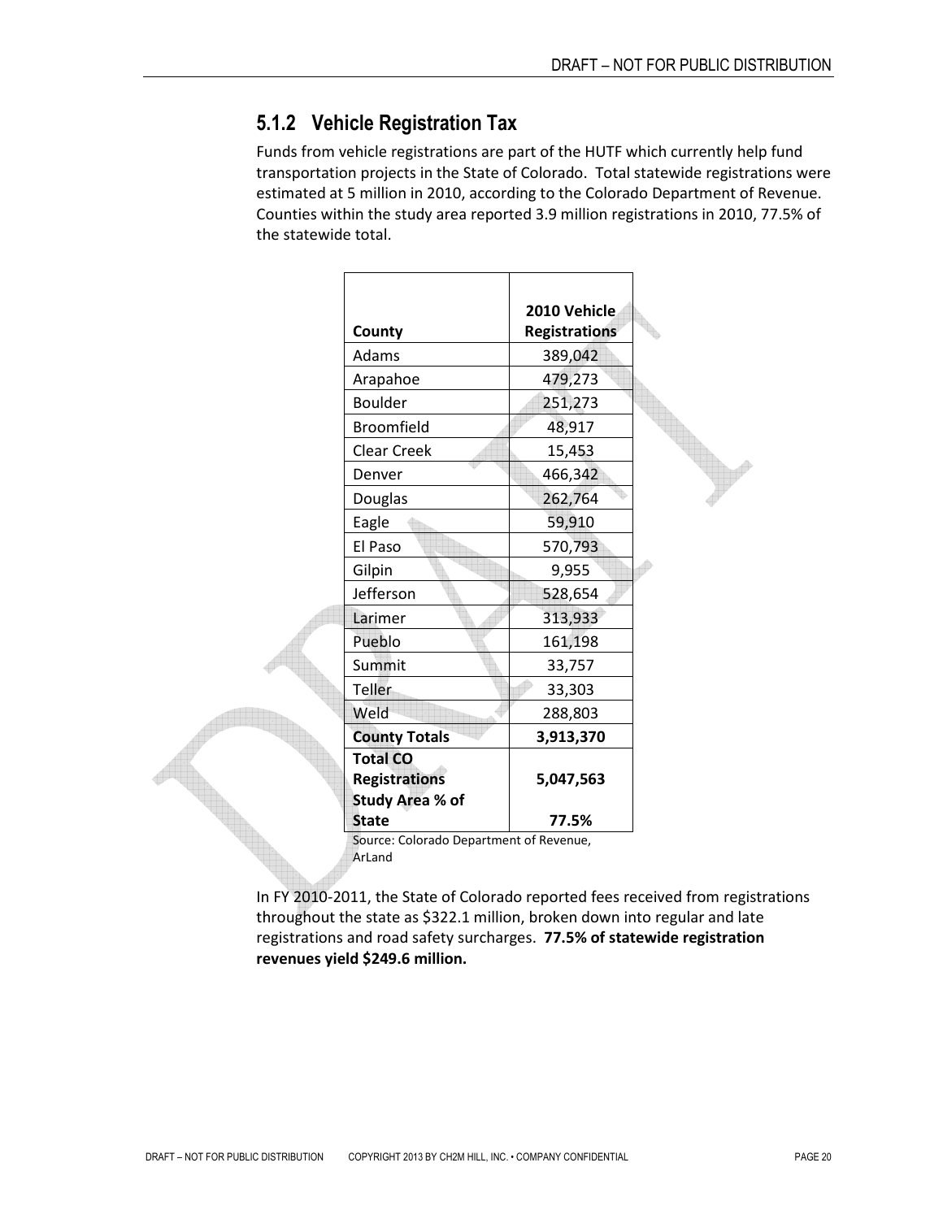## 5.1.2 Vehicle Registration Tax

Funds from vehicle registrations are part of the HUTF which currently help fund transportation projects in the State of Colorado. Total statewide registrations were estimated at 5 million in 2010, according to the Colorado Department of Revenue. Counties within the study area reported 3.9 million registrations in 2010, 77.5% of the statewide total.

| County | 2010 Vehicle Registrations |
|---|---|
| Adams | 389,042 |
| Arapahoe | 479,273 |
| Boulder | 251,273 |
| Broomfield | 48,917 |
| Clear Creek | 15,453 |
| Denver | 466,342 |
| Douglas | 262,764 |
| Eagle | 59,910 |
| El Paso | 570,793 |
| Gilpin | 9,955 |
| Jefferson | 528,654 |
| Larimer | 313,933 |
| Pueblo | 161,198 |
| Summit | 33,757 |
| Teller | 33,303 |
| Weld | 288,803 |
| **County Totals** | **3,913,370** |
| **Total CO Registrations** | **5,047,563** |
| **Study Area % of State** | **77.5%** |

Source: Colorado Department of Revenue, ArLand

In FY 2010-2011, the State of Colorado reported fees received from registrations throughout the state as $322.1 million, broken down into regular and late registrations and road safety surcharges. **77.5% of statewide registration revenues yield $249.6 million.**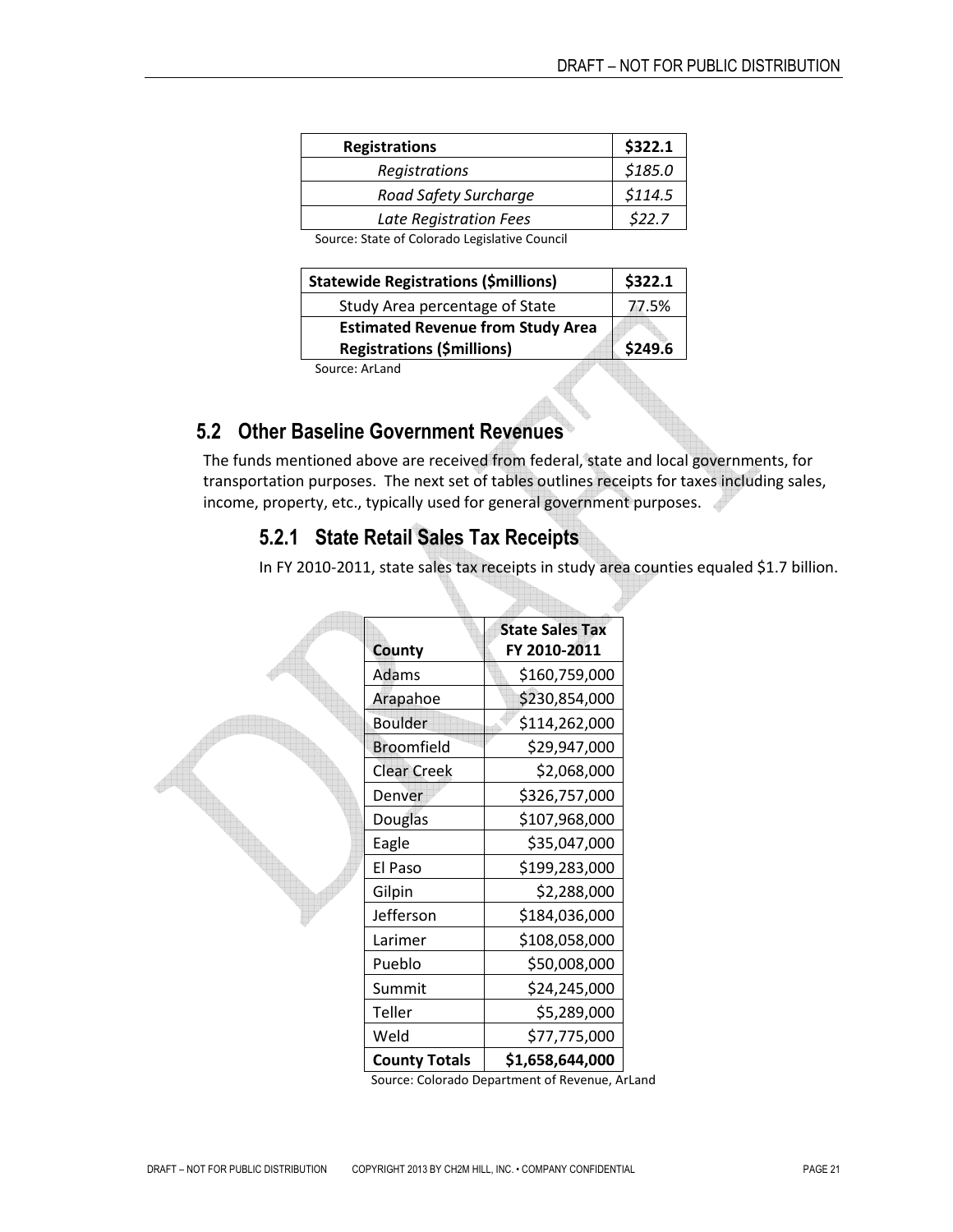| Registrations | $322.1 |
|---|---|
| *Registrations* | *$185.0* |
| *Road Safety Surcharge* | *$114.5* |
| *Late Registration Fees* | *$22.7* |

Source: State of Colorado Legislative Council

| Statewide Registrations ($millions) | $322.1 |
|---|---|
| Study Area percentage of State | 77.5% |
| **Estimated Revenue from Study Area Registrations ($millions)** | **$249.6** |

Source: ArLand

## 5.2 Other Baseline Government Revenues

The funds mentioned above are received from federal, state and local governments, for transportation purposes. The next set of tables outlines receipts for taxes including sales, income, property, etc., typically used for general government purposes.

### 5.2.1 State Retail Sales Tax Receipts

In FY 2010-2011, state sales tax receipts in study area counties equaled $1.7 billion.

| County | State Sales Tax FY 2010-2011 |
|---|---|
| Adams | $160,759,000 |
| Arapahoe | $230,854,000 |
| Boulder | $114,262,000 |
| Broomfield | $29,947,000 |
| Clear Creek | $2,068,000 |
| Denver | $326,757,000 |
| Douglas | $107,968,000 |
| Eagle | $35,047,000 |
| El Paso | $199,283,000 |
| Gilpin | $2,288,000 |
| Jefferson | $184,036,000 |
| Larimer | $108,058,000 |
| Pueblo | $50,008,000 |
| Summit | $24,245,000 |
| Teller | $5,289,000 |
| Weld | $77,775,000 |
| **County Totals** | **$1,658,644,000** |

Source: Colorado Department of Revenue, ArLand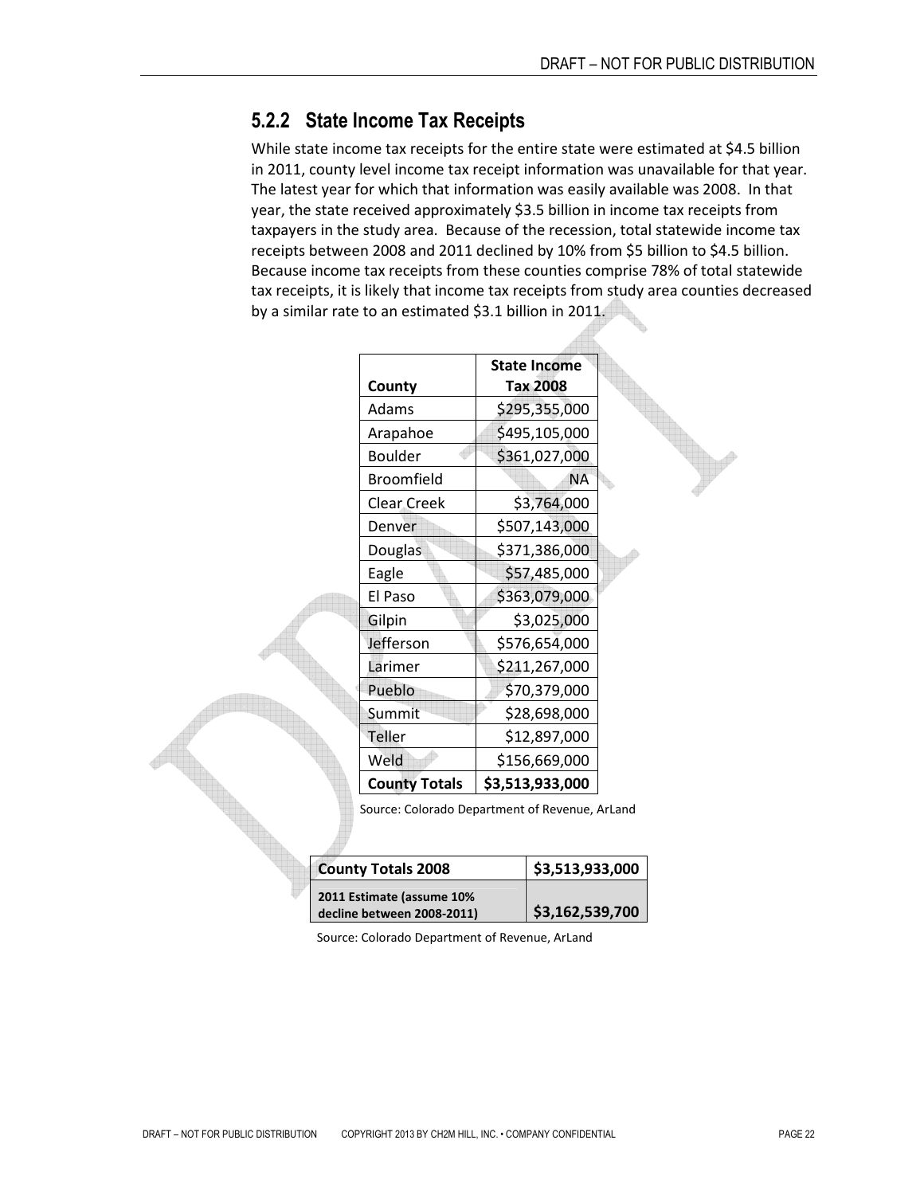## 5.2.2 State Income Tax Receipts

While state income tax receipts for the entire state were estimated at $4.5 billion in 2011, county level income tax receipt information was unavailable for that year. The latest year for which that information was easily available was 2008. In that year, the state received approximately $3.5 billion in income tax receipts from taxpayers in the study area. Because of the recession, total statewide income tax receipts between 2008 and 2011 declined by 10% from $5 billion to $4.5 billion. Because income tax receipts from these counties comprise 78% of total statewide tax receipts, it is likely that income tax receipts from study area counties decreased by a similar rate to an estimated $3.1 billion in 2011.

| County | State Income Tax 2008 |
|---|---|
| Adams | $295,355,000 |
| Arapahoe | $495,105,000 |
| Boulder | $361,027,000 |
| Broomfield | NA |
| Clear Creek | $3,764,000 |
| Denver | $507,143,000 |
| Douglas | $371,386,000 |
| Eagle | $57,485,000 |
| El Paso | $363,079,000 |
| Gilpin | $3,025,000 |
| Jefferson | $576,654,000 |
| Larimer | $211,267,000 |
| Pueblo | $70,379,000 |
| Summit | $28,698,000 |
| Teller | $12,897,000 |
| Weld | $156,669,000 |
| **County Totals** | **$3,513,933,000** |

Source: Colorado Department of Revenue, ArLand

| **County Totals 2008** | **$3,513,933,000** |
|---|---|
| **2011 Estimate (assume 10% decline between 2008-2011)** | **$3,162,539,700** |

Source: Colorado Department of Revenue, ArLand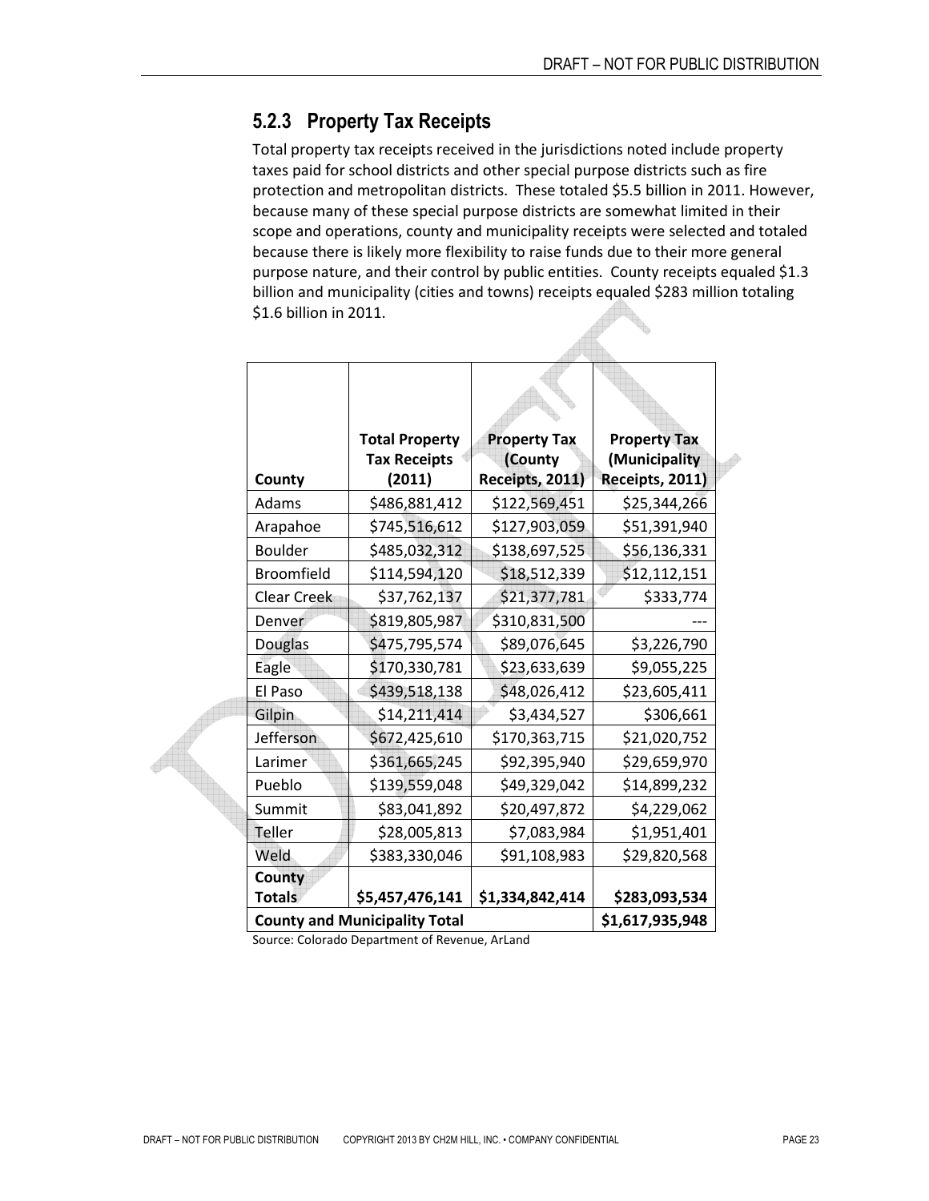## 5.2.3 Property Tax Receipts

Total property tax receipts received in the jurisdictions noted include property taxes paid for school districts and other special purpose districts such as fire protection and metropolitan districts. These totaled $5.5 billion in 2011. However, because many of these special purpose districts are somewhat limited in their scope and operations, county and municipality receipts were selected and totaled because there is likely more flexibility to raise funds due to their more general purpose nature, and their control by public entities. County receipts equaled $1.3 billion and municipality (cities and towns) receipts equaled $283 million totaling $1.6 billion in 2011.

| County | Total Property Tax Receipts (2011) | Property Tax (County Receipts, 2011) | Property Tax (Municipality Receipts, 2011) |
|---|---|---|---|
| Adams | $486,881,412 | $122,569,451 | $25,344,266 |
| Arapahoe | $745,516,612 | $127,903,059 | $51,391,940 |
| Boulder | $485,032,312 | $138,697,525 | $56,136,331 |
| Broomfield | $114,594,120 | $18,512,339 | $12,112,151 |
| Clear Creek | $37,762,137 | $21,377,781 | $333,774 |
| Denver | $819,805,987 | $310,831,500 | --- |
| Douglas | $475,795,574 | $89,076,645 | $3,226,790 |
| Eagle | $170,330,781 | $23,633,639 | $9,055,225 |
| El Paso | $439,518,138 | $48,026,412 | $23,605,411 |
| Gilpin | $14,211,414 | $3,434,527 | $306,661 |
| Jefferson | $672,425,610 | $170,363,715 | $21,020,752 |
| Larimer | $361,665,245 | $92,395,940 | $29,659,970 |
| Pueblo | $139,559,048 | $49,329,042 | $14,899,232 |
| Summit | $83,041,892 | $20,497,872 | $4,229,062 |
| Teller | $28,005,813 | $7,083,984 | $1,951,401 |
| Weld | $383,330,046 | $91,108,983 | $29,820,568 |
| **County Totals** | **$5,457,476,141** | **$1,334,842,414** | **$283,093,534** |
| **County and Municipality Total** | | | **$1,617,935,948** |

Source: Colorado Department of Revenue, ArLand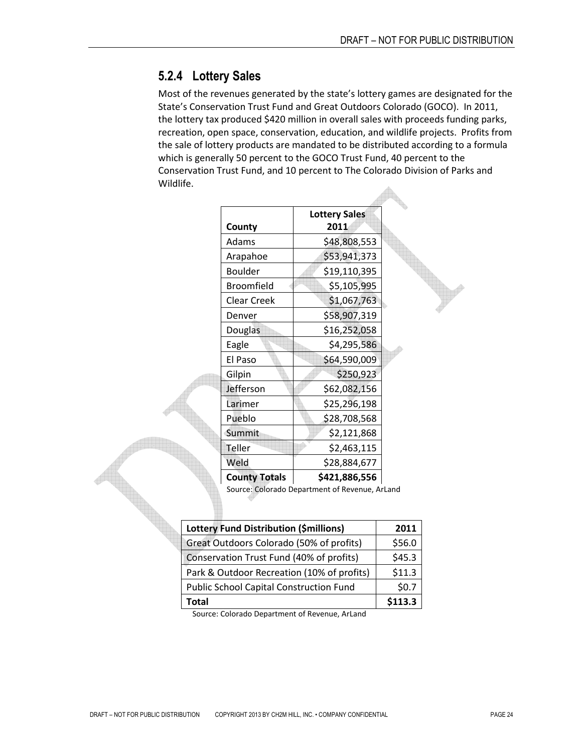## 5.2.4 Lottery Sales

Most of the revenues generated by the state's lottery games are designated for the State's Conservation Trust Fund and Great Outdoors Colorado (GOCO). In 2011, the lottery tax produced $420 million in overall sales with proceeds funding parks, recreation, open space, conservation, education, and wildlife projects. Profits from the sale of lottery products are mandated to be distributed according to a formula which is generally 50 percent to the GOCO Trust Fund, 40 percent to the Conservation Trust Fund, and 10 percent to The Colorado Division of Parks and Wildlife.

| County | Lottery Sales 2011 |
|---|---|
| Adams | $48,808,553 |
| Arapahoe | $53,941,373 |
| Boulder | $19,110,395 |
| Broomfield | $5,105,995 |
| Clear Creek | $1,067,763 |
| Denver | $58,907,319 |
| Douglas | $16,252,058 |
| Eagle | $4,295,586 |
| El Paso | $64,590,009 |
| Gilpin | $250,923 |
| Jefferson | $62,082,156 |
| Larimer | $25,296,198 |
| Pueblo | $28,708,568 |
| Summit | $2,121,868 |
| Teller | $2,463,115 |
| Weld | $28,884,677 |
| **County Totals** | **$421,886,556** |

Source: Colorado Department of Revenue, ArLand

| Lottery Fund Distribution ($millions) | 2011 |
|---|---|
| Great Outdoors Colorado (50% of profits) | $56.0 |
| Conservation Trust Fund (40% of profits) | $45.3 |
| Park & Outdoor Recreation (10% of profits) | $11.3 |
| Public School Capital Construction Fund | $0.7 |
| **Total** | **$113.3** |

Source: Colorado Department of Revenue, ArLand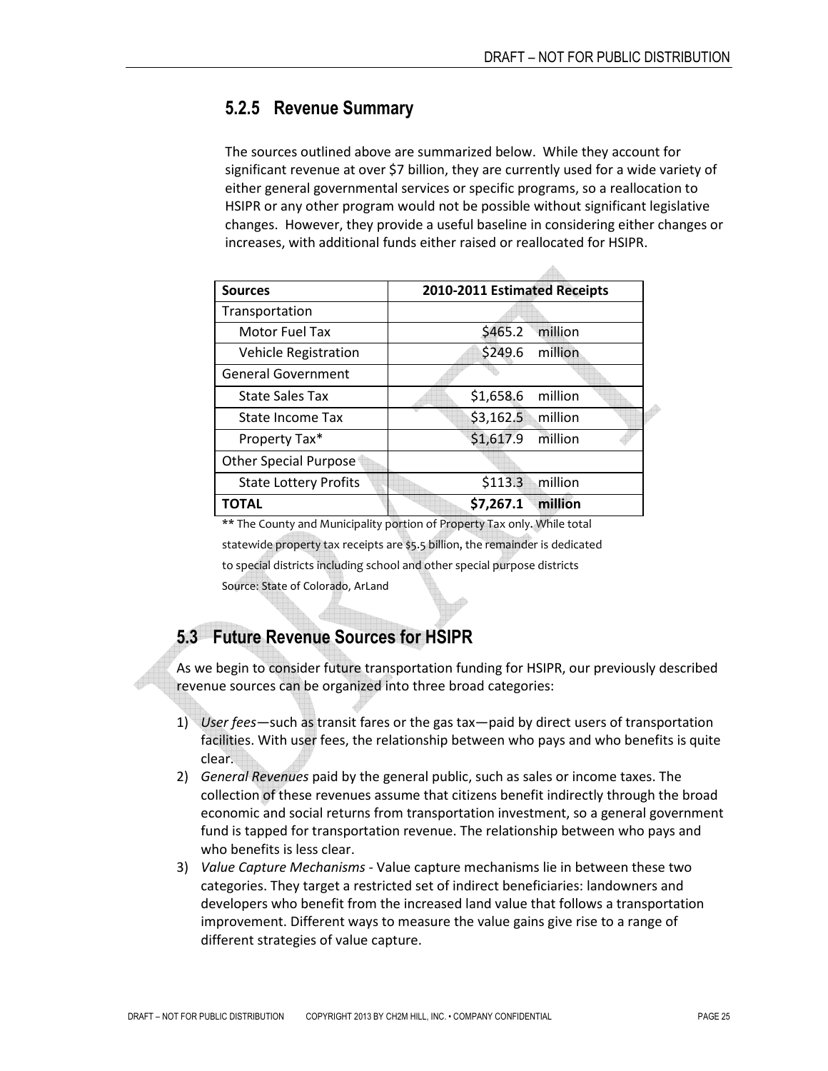### 5.2.5 Revenue Summary

The sources outlined above are summarized below. While they account for significant revenue at over $7 billion, they are currently used for a wide variety of either general governmental services or specific programs, so a reallocation to HSIPR or any other program would not be possible without significant legislative changes. However, they provide a useful baseline in considering either changes or increases, with additional funds either raised or reallocated for HSIPR.

| Sources | 2010-2011 Estimated Receipts |
|---|---|
| Transportation | |
| Motor Fuel Tax | $465.2 million |
| Vehicle Registration | $249.6 million |
| General Government | |
| State Sales Tax | $1,658.6 million |
| State Income Tax | $3,162.5 million |
| Property Tax* | $1,617.9 million |
| Other Special Purpose | |
| State Lottery Profits | $113.3 million |
| **TOTAL** | **$7,267.1 million** |

** The County and Municipality portion of Property Tax only. While total statewide property tax receipts are $5.5 billion, the remainder is dedicated to special districts including school and other special purpose districts

Source: State of Colorado, ArLand

## 5.3 Future Revenue Sources for HSIPR

As we begin to consider future transportation funding for HSIPR, our previously described revenue sources can be organized into three broad categories:

1) *User fees*—such as transit fares or the gas tax—paid by direct users of transportation facilities. With user fees, the relationship between who pays and who benefits is quite clear.
2) *General Revenues* paid by the general public, such as sales or income taxes. The collection of these revenues assume that citizens benefit indirectly through the broad economic and social returns from transportation investment, so a general government fund is tapped for transportation revenue. The relationship between who pays and who benefits is less clear.
3) *Value Capture Mechanisms* - Value capture mechanisms lie in between these two categories. They target a restricted set of indirect beneficiaries: landowners and developers who benefit from the increased land value that follows a transportation improvement. Different ways to measure the value gains give rise to a range of different strategies of value capture.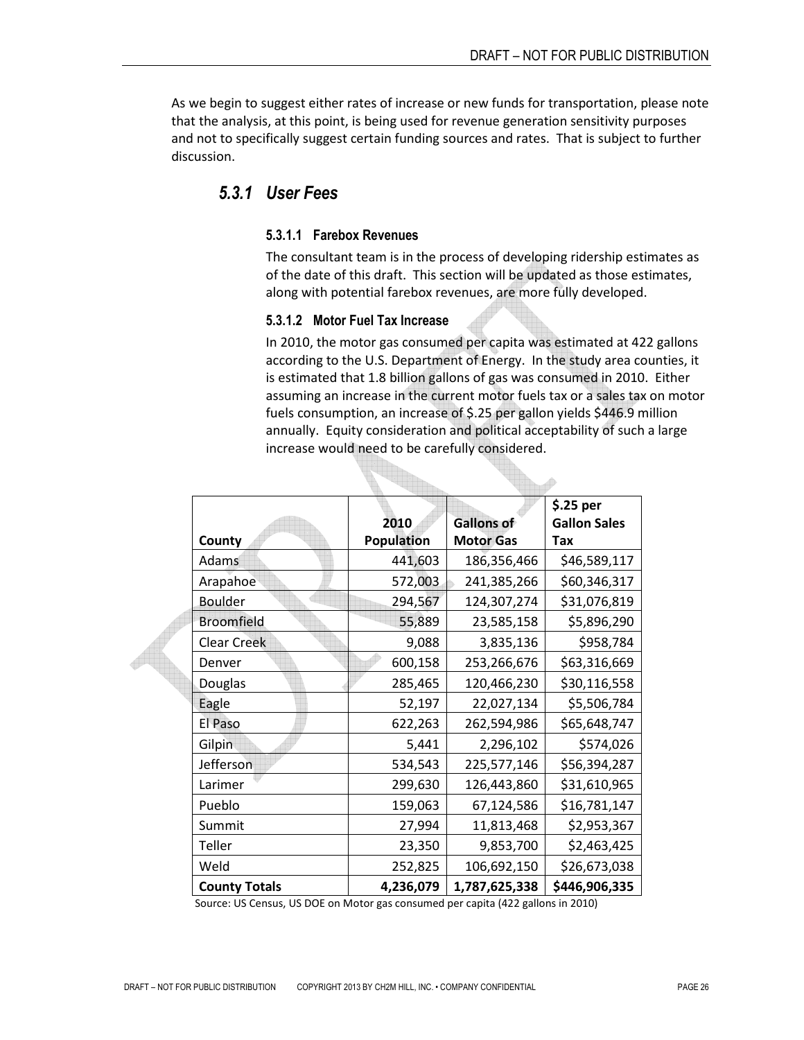As we begin to suggest either rates of increase or new funds for transportation, please note that the analysis, at this point, is being used for revenue generation sensitivity purposes and not to specifically suggest certain funding sources and rates. That is subject to further discussion.

## *5.3.1 User Fees*

### 5.3.1.1 Farebox Revenues

The consultant team is in the process of developing ridership estimates as of the date of this draft. This section will be updated as those estimates, along with potential farebox revenues, are more fully developed.

### 5.3.1.2 Motor Fuel Tax Increase

In 2010, the motor gas consumed per capita was estimated at 422 gallons according to the U.S. Department of Energy. In the study area counties, it is estimated that 1.8 billion gallons of gas was consumed in 2010. Either assuming an increase in the current motor fuels tax or a sales tax on motor fuels consumption, an increase of $.25 per gallon yields $446.9 million annually. Equity consideration and political acceptability of such a large increase would need to be carefully considered.

| County | 2010 Population | Gallons of Motor Gas | $.25 per Gallon Sales Tax |
|---|---|---|---|
| Adams | 441,603 | 186,356,466 | $46,589,117 |
| Arapahoe | 572,003 | 241,385,266 | $60,346,317 |
| Boulder | 294,567 | 124,307,274 | $31,076,819 |
| Broomfield | 55,889 | 23,585,158 | $5,896,290 |
| Clear Creek | 9,088 | 3,835,136 | $958,784 |
| Denver | 600,158 | 253,266,676 | $63,316,669 |
| Douglas | 285,465 | 120,466,230 | $30,116,558 |
| Eagle | 52,197 | 22,027,134 | $5,506,784 |
| El Paso | 622,263 | 262,594,986 | $65,648,747 |
| Gilpin | 5,441 | 2,296,102 | $574,026 |
| Jefferson | 534,543 | 225,577,146 | $56,394,287 |
| Larimer | 299,630 | 126,443,860 | $31,610,965 |
| Pueblo | 159,063 | 67,124,586 | $16,781,147 |
| Summit | 27,994 | 11,813,468 | $2,953,367 |
| Teller | 23,350 | 9,853,700 | $2,463,425 |
| Weld | 252,825 | 106,692,150 | $26,673,038 |
| **County Totals** | **4,236,079** | **1,787,625,338** | **$446,906,335** |

Source: US Census, US DOE on Motor gas consumed per capita (422 gallons in 2010)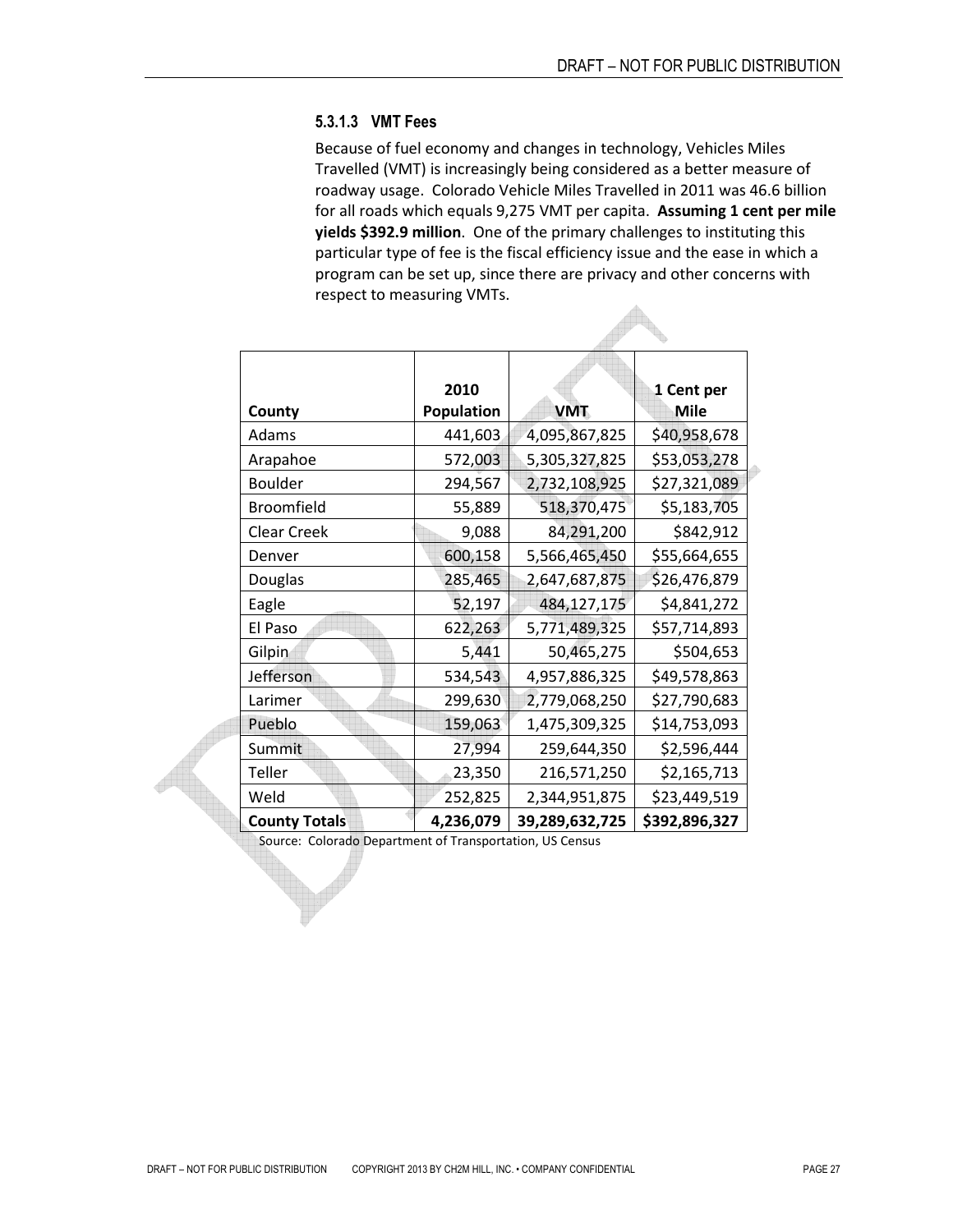#### 5.3.1.3 VMT Fees

Because of fuel economy and changes in technology, Vehicles Miles Travelled (VMT) is increasingly being considered as a better measure of roadway usage. Colorado Vehicle Miles Travelled in 2011 was 46.6 billion for all roads which equals 9,275 VMT per capita. **Assuming 1 cent per mile yields $392.9 million**. One of the primary challenges to instituting this particular type of fee is the fiscal efficiency issue and the ease in which a program can be set up, since there are privacy and other concerns with respect to measuring VMTs.

| County | 2010 Population | VMT | 1 Cent per Mile |
|---|---|---|---|
| Adams | 441,603 | 4,095,867,825 | $40,958,678 |
| Arapahoe | 572,003 | 5,305,327,825 | $53,053,278 |
| Boulder | 294,567 | 2,732,108,925 | $27,321,089 |
| Broomfield | 55,889 | 518,370,475 | $5,183,705 |
| Clear Creek | 9,088 | 84,291,200 | $842,912 |
| Denver | 600,158 | 5,566,465,450 | $55,664,655 |
| Douglas | 285,465 | 2,647,687,875 | $26,476,879 |
| Eagle | 52,197 | 484,127,175 | $4,841,272 |
| El Paso | 622,263 | 5,771,489,325 | $57,714,893 |
| Gilpin | 5,441 | 50,465,275 | $504,653 |
| Jefferson | 534,543 | 4,957,886,325 | $49,578,863 |
| Larimer | 299,630 | 2,779,068,250 | $27,790,683 |
| Pueblo | 159,063 | 1,475,309,325 | $14,753,093 |
| Summit | 27,994 | 259,644,350 | $2,596,444 |
| Teller | 23,350 | 216,571,250 | $2,165,713 |
| Weld | 252,825 | 2,344,951,875 | $23,449,519 |
| **County Totals** | **4,236,079** | **39,289,632,725** | **$392,896,327** |

Source: Colorado Department of Transportation, US Census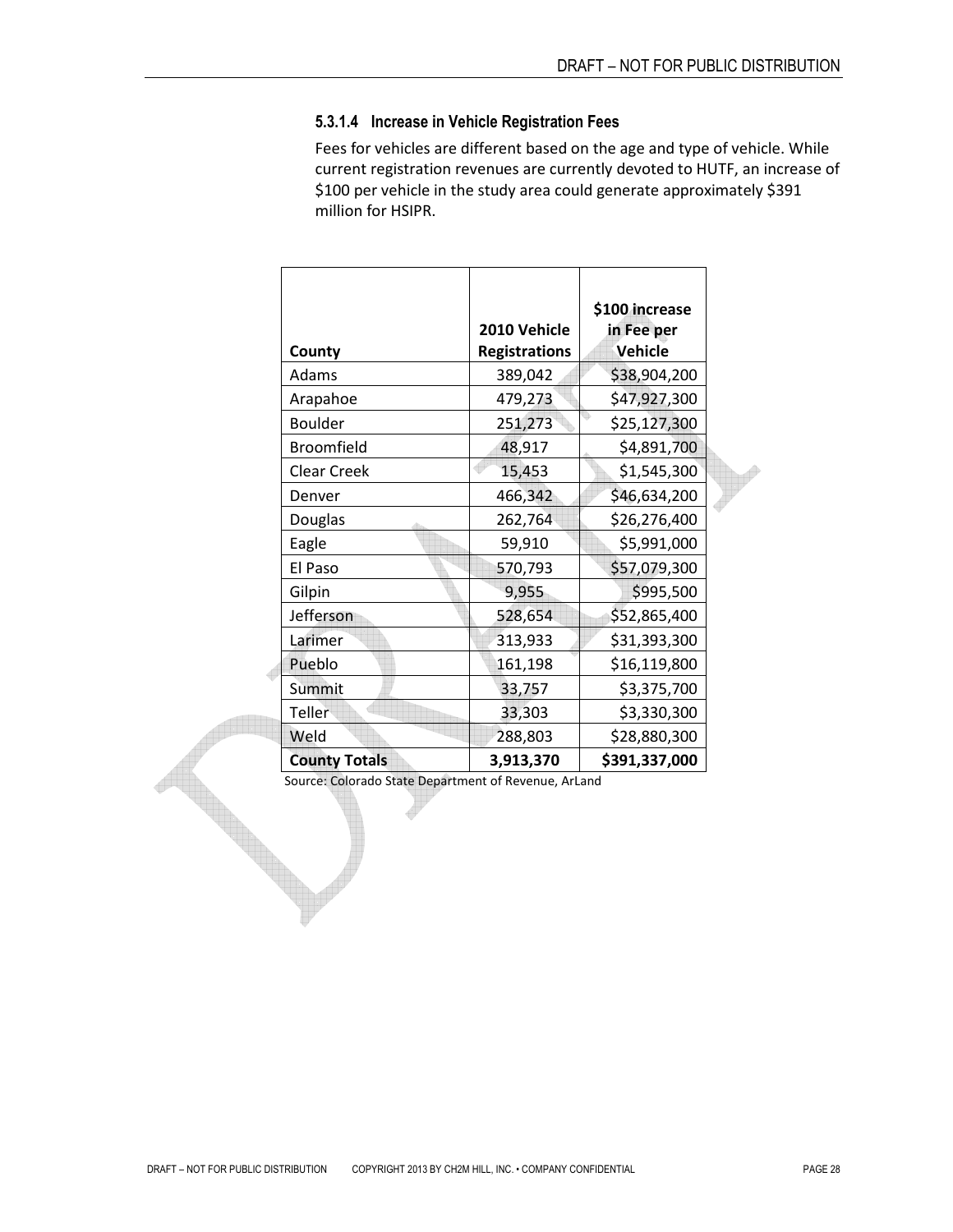#### 5.3.1.4 Increase in Vehicle Registration Fees

Fees for vehicles are different based on the age and type of vehicle. While current registration revenues are currently devoted to HUTF, an increase of $100 per vehicle in the study area could generate approximately $391 million for HSIPR.

| County | 2010 Vehicle Registrations | $100 increase in Fee per Vehicle |
|---|---|---|
| Adams | 389,042 | $38,904,200 |
| Arapahoe | 479,273 | $47,927,300 |
| Boulder | 251,273 | $25,127,300 |
| Broomfield | 48,917 | $4,891,700 |
| Clear Creek | 15,453 | $1,545,300 |
| Denver | 466,342 | $46,634,200 |
| Douglas | 262,764 | $26,276,400 |
| Eagle | 59,910 | $5,991,000 |
| El Paso | 570,793 | $57,079,300 |
| Gilpin | 9,955 | $995,500 |
| Jefferson | 528,654 | $52,865,400 |
| Larimer | 313,933 | $31,393,300 |
| Pueblo | 161,198 | $16,119,800 |
| Summit | 33,757 | $3,375,700 |
| Teller | 33,303 | $3,330,300 |
| Weld | 288,803 | $28,880,300 |
| **County Totals** | **3,913,370** | **$391,337,000** |

Source: Colorado State Department of Revenue, ArLand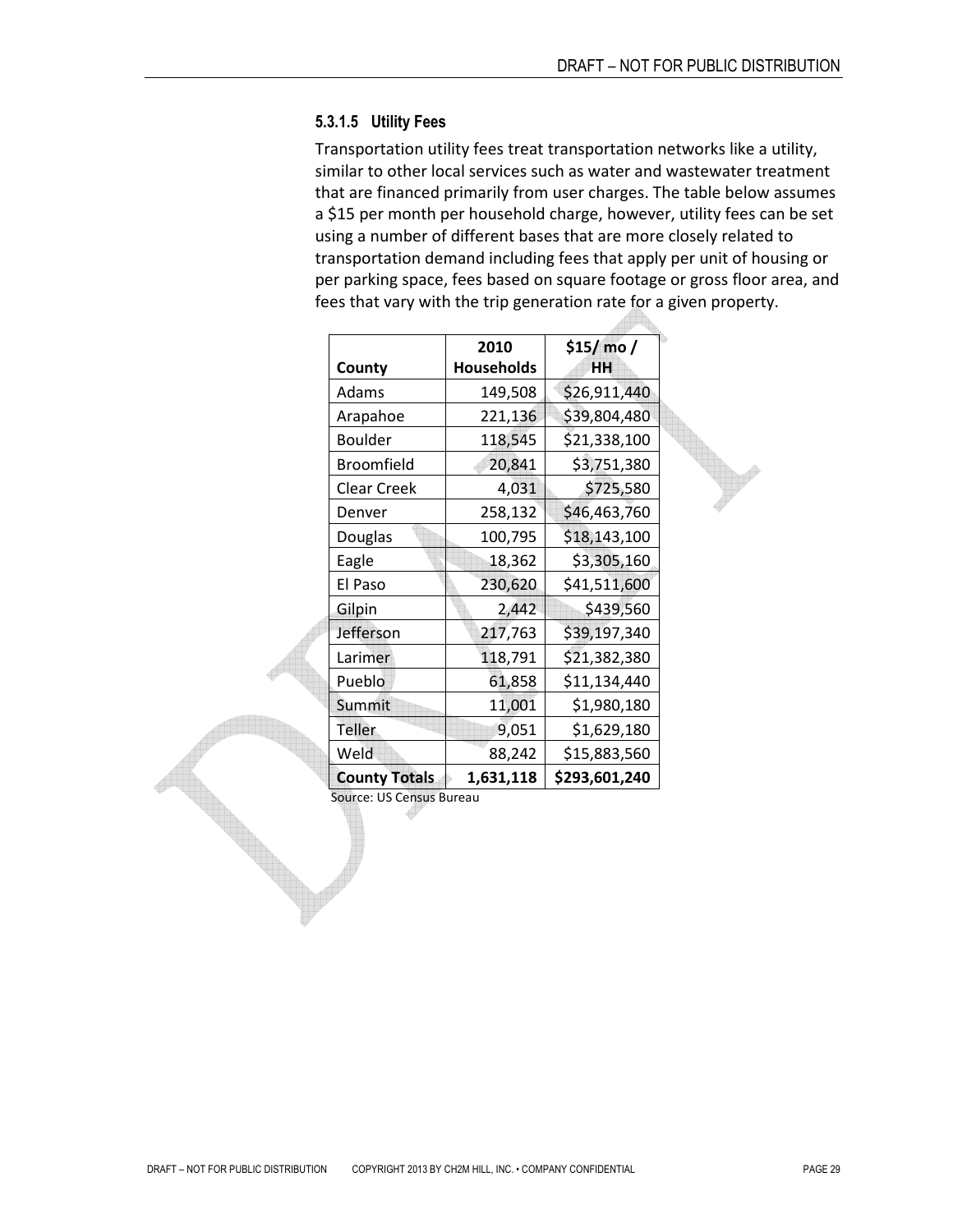#### 5.3.1.5 Utility Fees

Transportation utility fees treat transportation networks like a utility, similar to other local services such as water and wastewater treatment that are financed primarily from user charges. The table below assumes a $15 per month per household charge, however, utility fees can be set using a number of different bases that are more closely related to transportation demand including fees that apply per unit of housing or per parking space, fees based on square footage or gross floor area, and fees that vary with the trip generation rate for a given property.

| County | 2010 Households | $15/ mo / HH |
|---|---|---|
| Adams | 149,508 | $26,911,440 |
| Arapahoe | 221,136 | $39,804,480 |
| Boulder | 118,545 | $21,338,100 |
| Broomfield | 20,841 | $3,751,380 |
| Clear Creek | 4,031 | $725,580 |
| Denver | 258,132 | $46,463,760 |
| Douglas | 100,795 | $18,143,100 |
| Eagle | 18,362 | $3,305,160 |
| El Paso | 230,620 | $41,511,600 |
| Gilpin | 2,442 | $439,560 |
| Jefferson | 217,763 | $39,197,340 |
| Larimer | 118,791 | $21,382,380 |
| Pueblo | 61,858 | $11,134,440 |
| Summit | 11,001 | $1,980,180 |
| Teller | 9,051 | $1,629,180 |
| Weld | 88,242 | $15,883,560 |
| **County Totals** | **1,631,118** | **$293,601,240** |

Source: US Census Bureau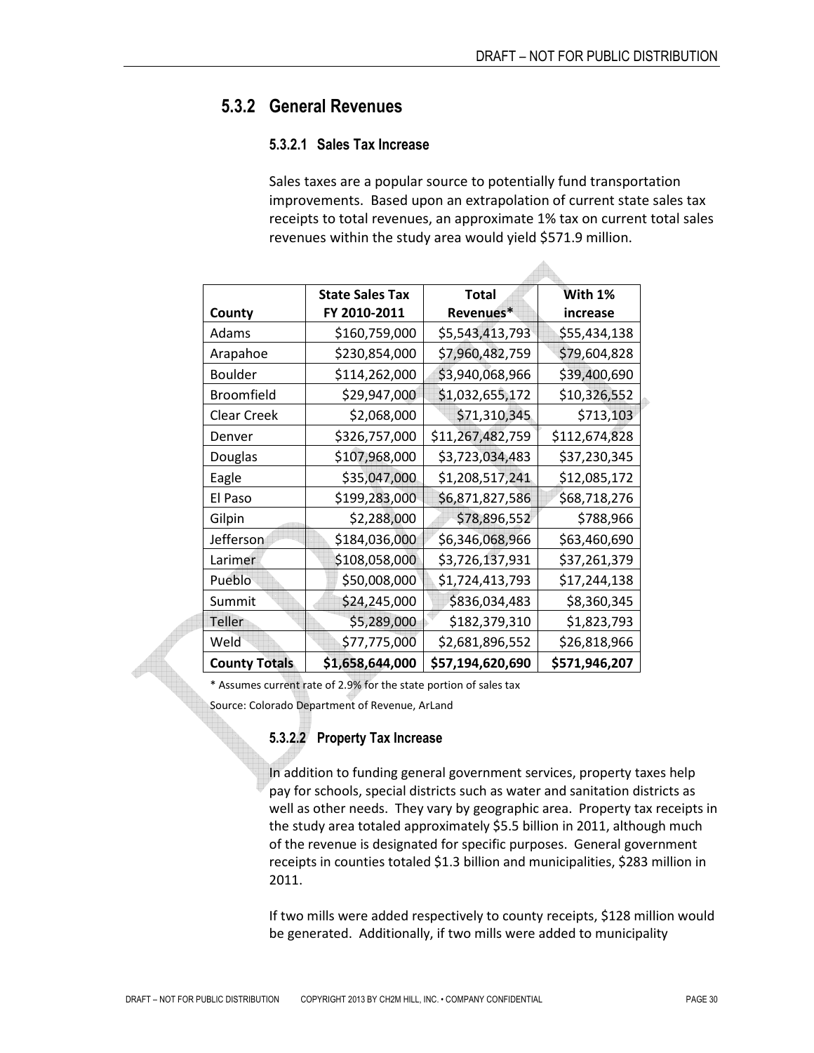## 5.3.2 General Revenues

### 5.3.2.1 Sales Tax Increase

Sales taxes are a popular source to potentially fund transportation improvements. Based upon an extrapolation of current state sales tax receipts to total revenues, an approximate 1% tax on current total sales revenues within the study area would yield $571.9 million.

| County | State Sales Tax FY 2010-2011 | Total Revenues* | With 1% increase |
|---|---|---|---|
| Adams | $160,759,000 | $5,543,413,793 | $55,434,138 |
| Arapahoe | $230,854,000 | $7,960,482,759 | $79,604,828 |
| Boulder | $114,262,000 | $3,940,068,966 | $39,400,690 |
| Broomfield | $29,947,000 | $1,032,655,172 | $10,326,552 |
| Clear Creek | $2,068,000 | $71,310,345 | $713,103 |
| Denver | $326,757,000 | $11,267,482,759 | $112,674,828 |
| Douglas | $107,968,000 | $3,723,034,483 | $37,230,345 |
| Eagle | $35,047,000 | $1,208,517,241 | $12,085,172 |
| El Paso | $199,283,000 | $6,871,827,586 | $68,718,276 |
| Gilpin | $2,288,000 | $78,896,552 | $788,966 |
| Jefferson | $184,036,000 | $6,346,068,966 | $63,460,690 |
| Larimer | $108,058,000 | $3,726,137,931 | $37,261,379 |
| Pueblo | $50,008,000 | $1,724,413,793 | $17,244,138 |
| Summit | $24,245,000 | $836,034,483 | $8,360,345 |
| Teller | $5,289,000 | $182,379,310 | $1,823,793 |
| Weld | $77,775,000 | $2,681,896,552 | $26,818,966 |
| **County Totals** | **$1,658,644,000** | **$57,194,620,690** | **$571,946,207** |

\* Assumes current rate of 2.9% for the state portion of sales tax

Source: Colorado Department of Revenue, ArLand

### 5.3.2.2 Property Tax Increase

In addition to funding general government services, property taxes help pay for schools, special districts such as water and sanitation districts as well as other needs. They vary by geographic area. Property tax receipts in the study area totaled approximately $5.5 billion in 2011, although much of the revenue is designated for specific purposes. General government receipts in counties totaled $1.3 billion and municipalities, $283 million in 2011.

If two mills were added respectively to county receipts, $128 million would be generated. Additionally, if two mills were added to municipality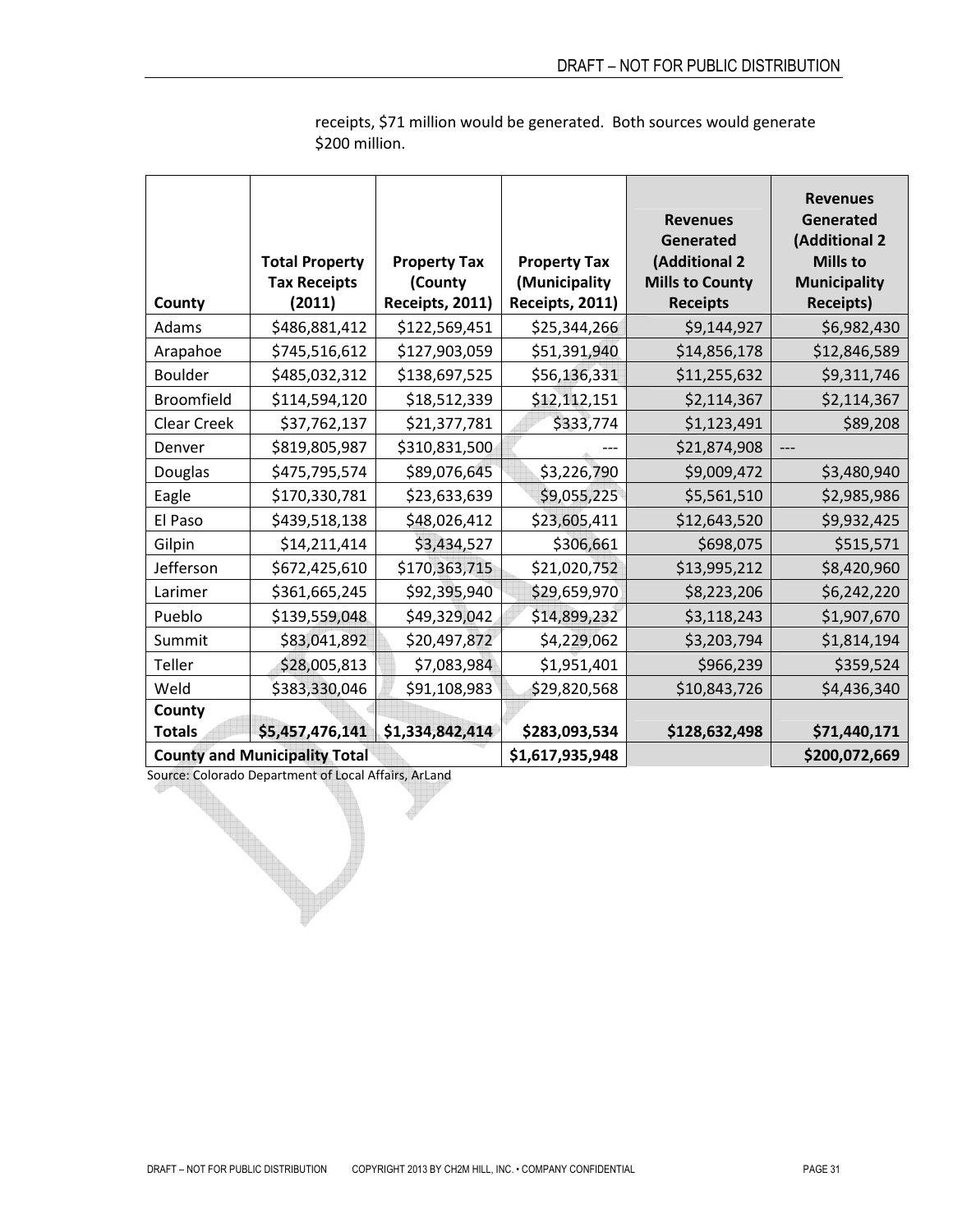receipts, $71 million would be generated. Both sources would generate $200 million.

| County | Total Property Tax Receipts (2011) | Property Tax (County Receipts, 2011) | Property Tax (Municipality Receipts, 2011) | Revenues Generated (Additional 2 Mills to County Receipts | Revenues Generated (Additional 2 Mills to Municipality Receipts) |
|---|---|---|---|---|---|
| Adams | $486,881,412 | $122,569,451 | $25,344,266 | $9,144,927 | $6,982,430 |
| Arapahoe | $745,516,612 | $127,903,059 | $51,391,940 | $14,856,178 | $12,846,589 |
| Boulder | $485,032,312 | $138,697,525 | $56,136,331 | $11,255,632 | $9,311,746 |
| Broomfield | $114,594,120 | $18,512,339 | $12,112,151 | $2,114,367 | $2,114,367 |
| Clear Creek | $37,762,137 | $21,377,781 | $333,774 | $1,123,491 | $89,208 |
| Denver | $819,805,987 | $310,831,500 | --- | $21,874,908 | --- |
| Douglas | $475,795,574 | $89,076,645 | $3,226,790 | $9,009,472 | $3,480,940 |
| Eagle | $170,330,781 | $23,633,639 | $9,055,225 | $5,561,510 | $2,985,986 |
| El Paso | $439,518,138 | $48,026,412 | $23,605,411 | $12,643,520 | $9,932,425 |
| Gilpin | $14,211,414 | $3,434,527 | $306,661 | $698,075 | $515,571 |
| Jefferson | $672,425,610 | $170,363,715 | $21,020,752 | $13,995,212 | $8,420,960 |
| Larimer | $361,665,245 | $92,395,940 | $29,659,970 | $8,223,206 | $6,242,220 |
| Pueblo | $139,559,048 | $49,329,042 | $14,899,232 | $3,118,243 | $1,907,670 |
| Summit | $83,041,892 | $20,497,872 | $4,229,062 | $3,203,794 | $1,814,194 |
| Teller | $28,005,813 | $7,083,984 | $1,951,401 | $966,239 | $359,524 |
| Weld | $383,330,046 | $91,108,983 | $29,820,568 | $10,843,726 | $4,436,340 |
| **County Totals** | **$5,457,476,141** | **$1,334,842,414** | **$283,093,534** | **$128,632,498** | **$71,440,171** |
| **County and Municipality Total** | | | **$1,617,935,948** | | **$200,072,669** |

Source: Colorado Department of Local Affairs, ArLand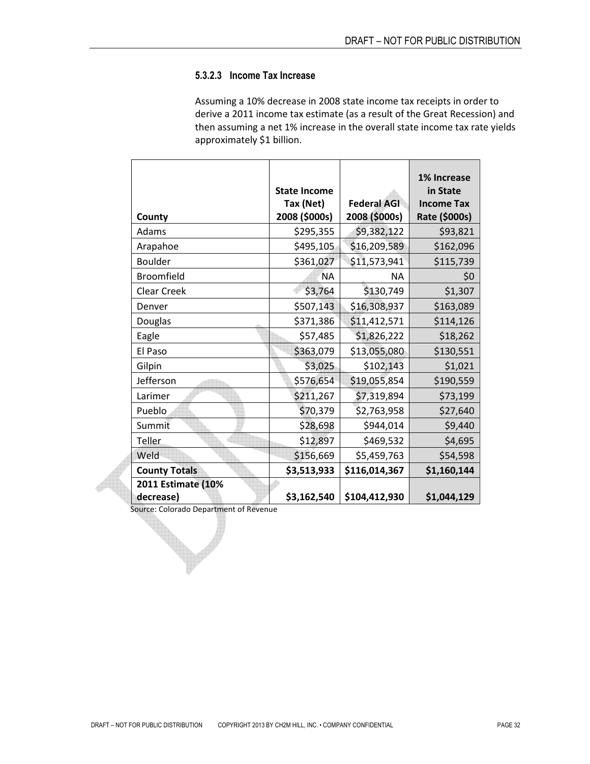#### 5.3.2.3 Income Tax Increase

Assuming a 10% decrease in 2008 state income tax receipts in order to derive a 2011 income tax estimate (as a result of the Great Recession) and then assuming a net 1% increase in the overall state income tax rate yields approximately $1 billion.

| County | State Income Tax (Net) 2008 ($000s) | Federal AGI 2008 ($000s) | 1% Increase in State Income Tax Rate ($000s) |
|---|---:|---:|---:|
| Adams | $295,355 | $9,382,122 | $93,821 |
| Arapahoe | $495,105 | $16,209,589 | $162,096 |
| Boulder | $361,027 | $11,573,941 | $115,739 |
| Broomfield | NA | NA | $0 |
| Clear Creek | $3,764 | $130,749 | $1,307 |
| Denver | $507,143 | $16,308,937 | $163,089 |
| Douglas | $371,386 | $11,412,571 | $114,126 |
| Eagle | $57,485 | $1,826,222 | $18,262 |
| El Paso | $363,079 | $13,055,080 | $130,551 |
| Gilpin | $3,025 | $102,143 | $1,021 |
| Jefferson | $576,654 | $19,055,854 | $190,559 |
| Larimer | $211,267 | $7,319,894 | $73,199 |
| Pueblo | $70,379 | $2,763,958 | $27,640 |
| Summit | $28,698 | $944,014 | $9,440 |
| Teller | $12,897 | $469,532 | $4,695 |
| Weld | $156,669 | $5,459,763 | $54,598 |
| **County Totals** | **$3,513,933** | **$116,014,367** | **$1,160,144** |
| **2011 Estimate (10% decrease)** | **$3,162,540** | **$104,412,930** | **$1,044,129** |

Source: Colorado Department of Revenue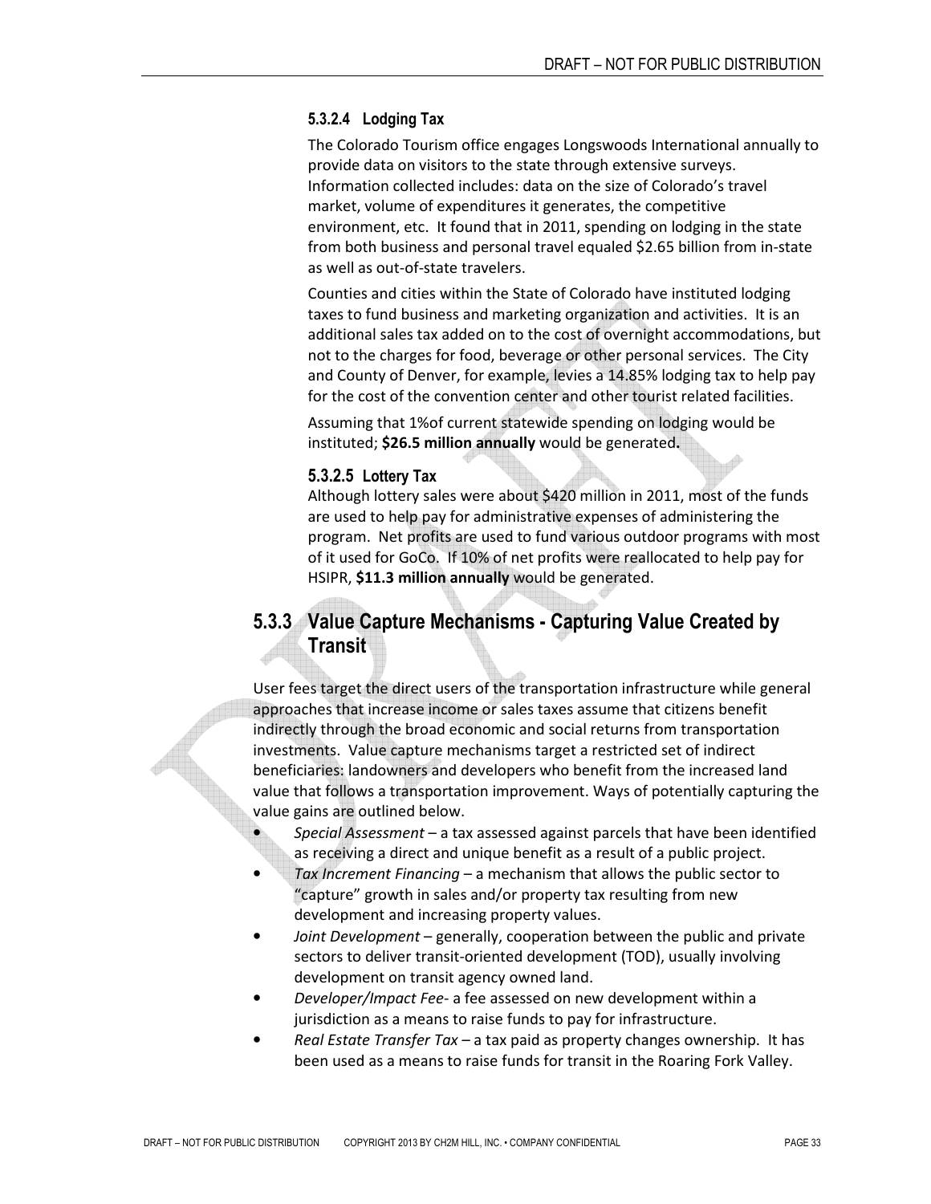#### 5.3.2.4 Lodging Tax

The Colorado Tourism office engages Longswoods International annually to provide data on visitors to the state through extensive surveys. Information collected includes: data on the size of Colorado's travel market, volume of expenditures it generates, the competitive environment, etc. It found that in 2011, spending on lodging in the state from both business and personal travel equaled $2.65 billion from in-state as well as out-of-state travelers.

Counties and cities within the State of Colorado have instituted lodging taxes to fund business and marketing organization and activities. It is an additional sales tax added on to the cost of overnight accommodations, but not to the charges for food, beverage or other personal services. The City and County of Denver, for example, levies a 14.85% lodging tax to help pay for the cost of the convention center and other tourist related facilities.

Assuming that 1%of current statewide spending on lodging would be instituted; **$26.5 million annually** would be generated**.**

#### 5.3.2.5 Lottery Tax

Although lottery sales were about $420 million in 2011, most of the funds are used to help pay for administrative expenses of administering the program. Net profits are used to fund various outdoor programs with most of it used for GoCo. If 10% of net profits were reallocated to help pay for HSIPR, **$11.3 million annually** would be generated.

### 5.3.3 Value Capture Mechanisms - Capturing Value Created by Transit

User fees target the direct users of the transportation infrastructure while general approaches that increase income or sales taxes assume that citizens benefit indirectly through the broad economic and social returns from transportation investments. Value capture mechanisms target a restricted set of indirect beneficiaries: landowners and developers who benefit from the increased land value that follows a transportation improvement. Ways of potentially capturing the value gains are outlined below.

- *Special Assessment* – a tax assessed against parcels that have been identified as receiving a direct and unique benefit as a result of a public project.
- *Tax Increment Financing* – a mechanism that allows the public sector to "capture" growth in sales and/or property tax resulting from new development and increasing property values.
- *Joint Development* – generally, cooperation between the public and private sectors to deliver transit-oriented development (TOD), usually involving development on transit agency owned land.
- *Developer/Impact Fee*- a fee assessed on new development within a jurisdiction as a means to raise funds to pay for infrastructure.
- *Real Estate Transfer Tax* – a tax paid as property changes ownership. It has been used as a means to raise funds for transit in the Roaring Fork Valley.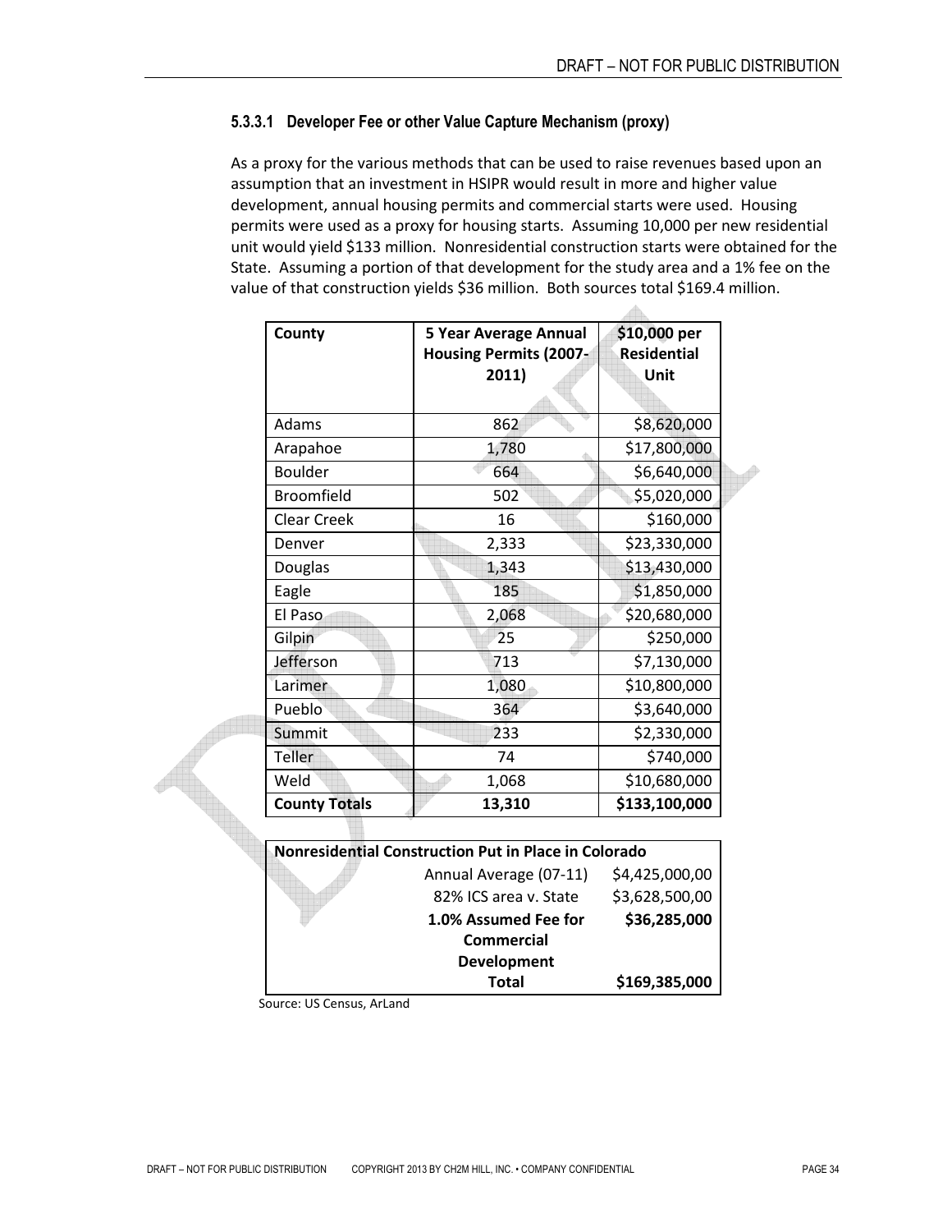#### 5.3.3.1 Developer Fee or other Value Capture Mechanism (proxy)

As a proxy for the various methods that can be used to raise revenues based upon an assumption that an investment in HSIPR would result in more and higher value development, annual housing permits and commercial starts were used. Housing permits were used as a proxy for housing starts. Assuming 10,000 per new residential unit would yield $133 million. Nonresidential construction starts were obtained for the State. Assuming a portion of that development for the study area and a 1% fee on the value of that construction yields $36 million. Both sources total $169.4 million.

| County | 5 Year Average Annual Housing Permits (2007-2011) | $10,000 per Residential Unit |
|---|---|---|
| Adams | 862 | $8,620,000 |
| Arapahoe | 1,780 | $17,800,000 |
| Boulder | 664 | $6,640,000 |
| Broomfield | 502 | $5,020,000 |
| Clear Creek | 16 | $160,000 |
| Denver | 2,333 | $23,330,000 |
| Douglas | 1,343 | $13,430,000 |
| Eagle | 185 | $1,850,000 |
| El Paso | 2,068 | $20,680,000 |
| Gilpin | 25 | $250,000 |
| Jefferson | 713 | $7,130,000 |
| Larimer | 1,080 | $10,800,000 |
| Pueblo | 364 | $3,640,000 |
| Summit | 233 | $2,330,000 |
| Teller | 74 | $740,000 |
| Weld | 1,068 | $10,680,000 |
| **County Totals** | **13,310** | **$133,100,000** |

| Nonresidential Construction Put in Place in Colorado | | |
|---|---|---|
| | Annual Average (07-11) | $4,425,000,00 |
| | 82% ICS area v. State | $3,628,500,00 |
| | **1.0% Assumed Fee for Commercial Development** | **$36,285,000** |
| | **Total** | **$169,385,000** |

Source: US Census, ArLand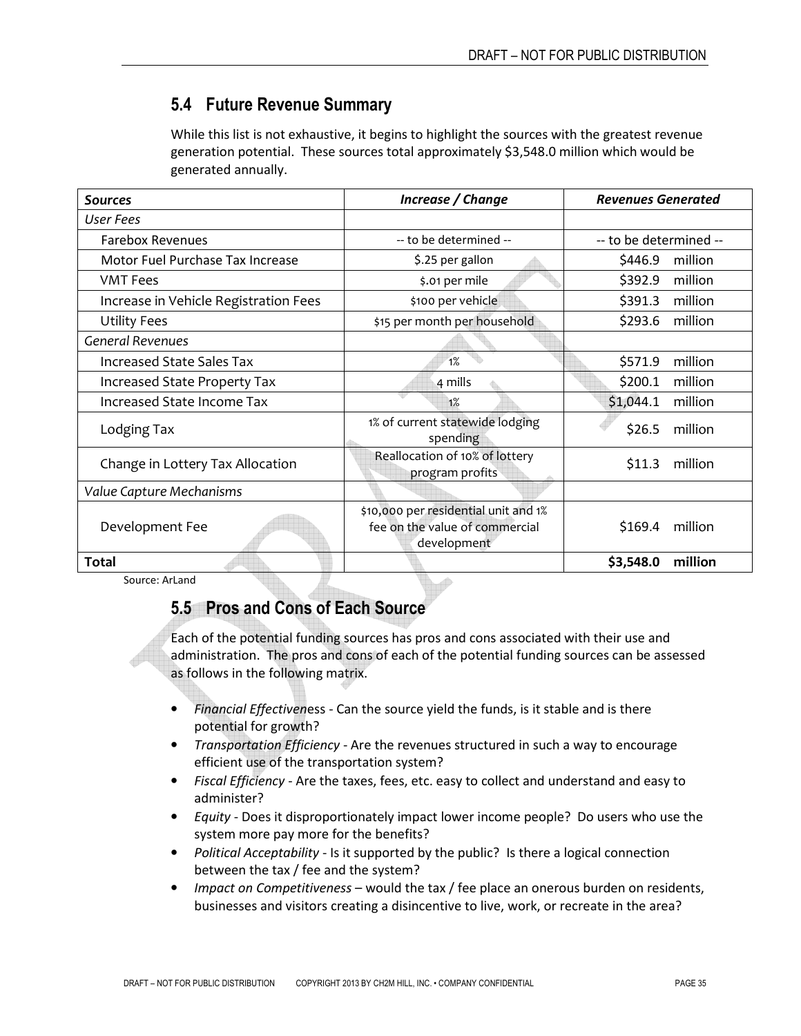## 5.4 Future Revenue Summary

While this list is not exhaustive, it begins to highlight the sources with the greatest revenue generation potential. These sources total approximately $3,548.0 million which would be generated annually.

| ***Sources*** | ***Increase / Change*** | ***Revenues Generated*** |
|---|---|---|
| *User Fees* | | |
| Farebox Revenues | -- to be determined -- | -- to be determined -- |
| Motor Fuel Purchase Tax Increase | $.25 per gallon | $446.9 million |
| VMT Fees | $.01 per mile | $392.9 million |
| Increase in Vehicle Registration Fees | $100 per vehicle | $391.3 million |
| Utility Fees | $15 per month per household | $293.6 million |
| *General Revenues* | | |
| Increased State Sales Tax | 1% | $571.9 million |
| Increased State Property Tax | 4 mills | $200.1 million |
| Increased State Income Tax | 1% | $1,044.1 million |
| Lodging Tax | 1% of current statewide lodging spending | $26.5 million |
| Change in Lottery Tax Allocation | Reallocation of 10% of lottery program profits | $11.3 million |
| *Value Capture Mechanisms* | | |
| Development Fee | $10,000 per residential unit and 1% fee on the value of commercial development | $169.4 million |
| **Total** | | **$3,548.0 million** |

Source: ArLand

## 5.5 Pros and Cons of Each Source

Each of the potential funding sources has pros and cons associated with their use and administration. The pros and cons of each of the potential funding sources can be assessed as follows in the following matrix.

- *Financial Effectiveness* - Can the source yield the funds, is it stable and is there potential for growth?
- *Transportation Efficiency* - Are the revenues structured in such a way to encourage efficient use of the transportation system?
- *Fiscal Efficiency* - Are the taxes, fees, etc. easy to collect and understand and easy to administer?
- *Equity* - Does it disproportionately impact lower income people? Do users who use the system more pay more for the benefits?
- *Political Acceptability* - Is it supported by the public? Is there a logical connection between the tax / fee and the system?
- *Impact on Competitiveness* – would the tax / fee place an onerous burden on residents, businesses and visitors creating a disincentive to live, work, or recreate in the area?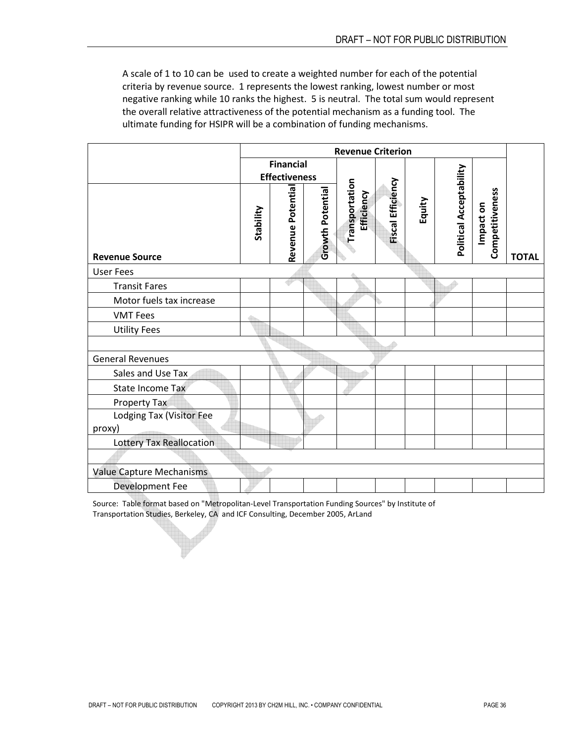A scale of 1 to 10 can be used to create a weighted number for each of the potential criteria by revenue source. 1 represents the lowest ranking, lowest number or most negative ranking while 10 ranks the highest. 5 is neutral. The total sum would represent the overall relative attractiveness of the potential mechanism as a funding tool. The ultimate funding for HSIPR will be a combination of funding mechanisms.

| | Revenue Criterion | | | | | | | | |
|---|---|---|---|---|---|---|---|---|---|
| | Financial Effectiveness | | | | | | | | |
| **Revenue Source** | **Stability** | **Revenue Potential** | **Growth Potential** | **Transportation Efficiency** | **Fiscal Efficiency** | **Equity** | **Political Acceptability** | **Impact on Competitiveness** | **TOTAL** |
| User Fees | | | | | | | | | |
| Transit Fares | | | | | | | | | |
| Motor fuels tax increase | | | | | | | | | |
| VMT Fees | | | | | | | | | |
| Utility Fees | | | | | | | | | |
| | | | | | | | | | |
| General Revenues | | | | | | | | | |
| Sales and Use Tax | | | | | | | | | |
| State Income Tax | | | | | | | | | |
| Property Tax | | | | | | | | | |
| Lodging Tax (Visitor Fee proxy) | | | | | | | | | |
| Lottery Tax Reallocation | | | | | | | | | |
| | | | | | | | | | |
| Value Capture Mechanisms | | | | | | | | | |
| Development Fee | | | | | | | | | |

Source: Table format based on "Metropolitan-Level Transportation Funding Sources" by Institute of Transportation Studies, Berkeley, CA and ICF Consulting, December 2005, ArLand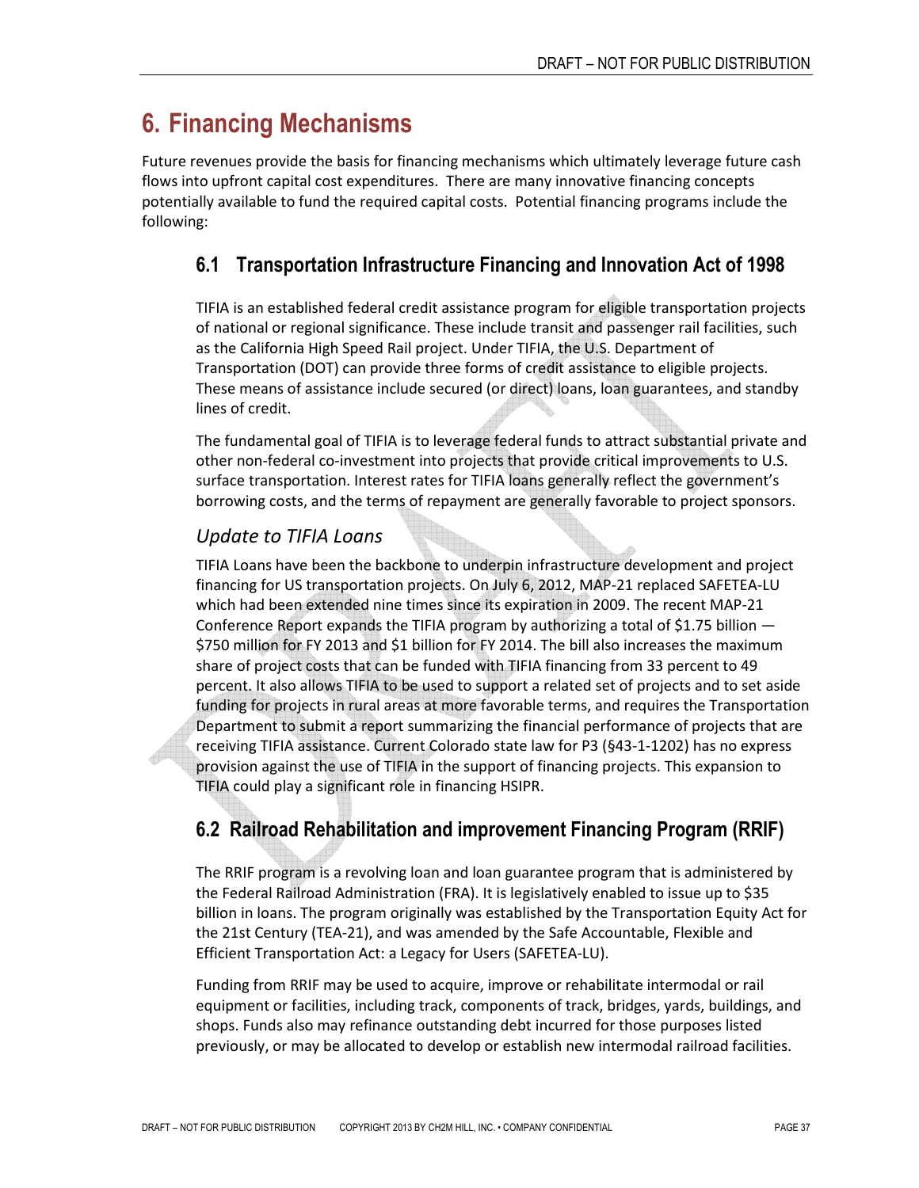# 6. Financing Mechanisms

Future revenues provide the basis for financing mechanisms which ultimately leverage future cash flows into upfront capital cost expenditures. There are many innovative financing concepts potentially available to fund the required capital costs. Potential financing programs include the following:

## 6.1 Transportation Infrastructure Financing and Innovation Act of 1998

TIFIA is an established federal credit assistance program for eligible transportation projects of national or regional significance. These include transit and passenger rail facilities, such as the California High Speed Rail project. Under TIFIA, the U.S. Department of Transportation (DOT) can provide three forms of credit assistance to eligible projects. These means of assistance include secured (or direct) loans, loan guarantees, and standby lines of credit.

The fundamental goal of TIFIA is to leverage federal funds to attract substantial private and other non-federal co-investment into projects that provide critical improvements to U.S. surface transportation. Interest rates for TIFIA loans generally reflect the government's borrowing costs, and the terms of repayment are generally favorable to project sponsors.

### *Update to TIFIA Loans*

TIFIA Loans have been the backbone to underpin infrastructure development and project financing for US transportation projects. On July 6, 2012, MAP-21 replaced SAFETEA-LU which had been extended nine times since its expiration in 2009. The recent MAP-21 Conference Report expands the TIFIA program by authorizing a total of $1.75 billion — $750 million for FY 2013 and $1 billion for FY 2014. The bill also increases the maximum share of project costs that can be funded with TIFIA financing from 33 percent to 49 percent. It also allows TIFIA to be used to support a related set of projects and to set aside funding for projects in rural areas at more favorable terms, and requires the Transportation Department to submit a report summarizing the financial performance of projects that are receiving TIFIA assistance. Current Colorado state law for P3 (§43-1-1202) has no express provision against the use of TIFIA in the support of financing projects. This expansion to TIFIA could play a significant role in financing HSIPR.

## 6.2 Railroad Rehabilitation and improvement Financing Program (RRIF)

The RRIF program is a revolving loan and loan guarantee program that is administered by the Federal Railroad Administration (FRA). It is legislatively enabled to issue up to $35 billion in loans. The program originally was established by the Transportation Equity Act for the 21st Century (TEA-21), and was amended by the Safe Accountable, Flexible and Efficient Transportation Act: a Legacy for Users (SAFETEA-LU).

Funding from RRIF may be used to acquire, improve or rehabilitate intermodal or rail equipment or facilities, including track, components of track, bridges, yards, buildings, and shops. Funds also may refinance outstanding debt incurred for those purposes listed previously, or may be allocated to develop or establish new intermodal railroad facilities.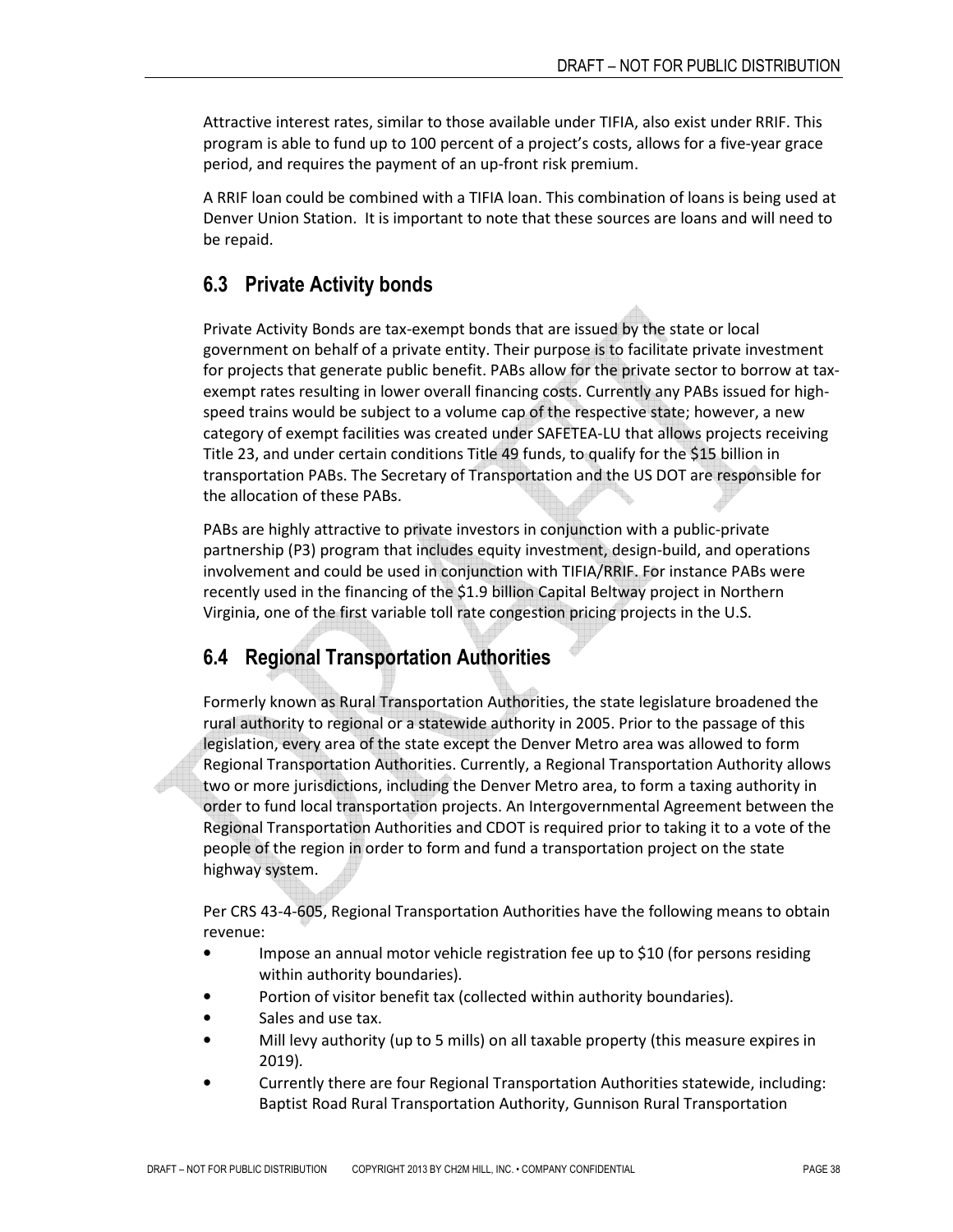Attractive interest rates, similar to those available under TIFIA, also exist under RRIF. This program is able to fund up to 100 percent of a project's costs, allows for a five-year grace period, and requires the payment of an up-front risk premium.

A RRIF loan could be combined with a TIFIA loan. This combination of loans is being used at Denver Union Station. It is important to note that these sources are loans and will need to be repaid.

## 6.3 Private Activity bonds

Private Activity Bonds are tax-exempt bonds that are issued by the state or local government on behalf of a private entity. Their purpose is to facilitate private investment for projects that generate public benefit. PABs allow for the private sector to borrow at tax-exempt rates resulting in lower overall financing costs. Currently any PABs issued for high-speed trains would be subject to a volume cap of the respective state; however, a new category of exempt facilities was created under SAFETEA-LU that allows projects receiving Title 23, and under certain conditions Title 49 funds, to qualify for the $15 billion in transportation PABs. The Secretary of Transportation and the US DOT are responsible for the allocation of these PABs.

PABs are highly attractive to private investors in conjunction with a public-private partnership (P3) program that includes equity investment, design-build, and operations involvement and could be used in conjunction with TIFIA/RRIF. For instance PABs were recently used in the financing of the $1.9 billion Capital Beltway project in Northern Virginia, one of the first variable toll rate congestion pricing projects in the U.S.

## 6.4 Regional Transportation Authorities

Formerly known as Rural Transportation Authorities, the state legislature broadened the rural authority to regional or a statewide authority in 2005. Prior to the passage of this legislation, every area of the state except the Denver Metro area was allowed to form Regional Transportation Authorities. Currently, a Regional Transportation Authority allows two or more jurisdictions, including the Denver Metro area, to form a taxing authority in order to fund local transportation projects. An Intergovernmental Agreement between the Regional Transportation Authorities and CDOT is required prior to taking it to a vote of the people of the region in order to form and fund a transportation project on the state highway system.

Per CRS 43-4-605, Regional Transportation Authorities have the following means to obtain revenue:

- Impose an annual motor vehicle registration fee up to $10 (for persons residing within authority boundaries).
- Portion of visitor benefit tax (collected within authority boundaries).
- Sales and use tax.
- Mill levy authority (up to 5 mills) on all taxable property (this measure expires in 2019).
- Currently there are four Regional Transportation Authorities statewide, including: Baptist Road Rural Transportation Authority, Gunnison Rural Transportation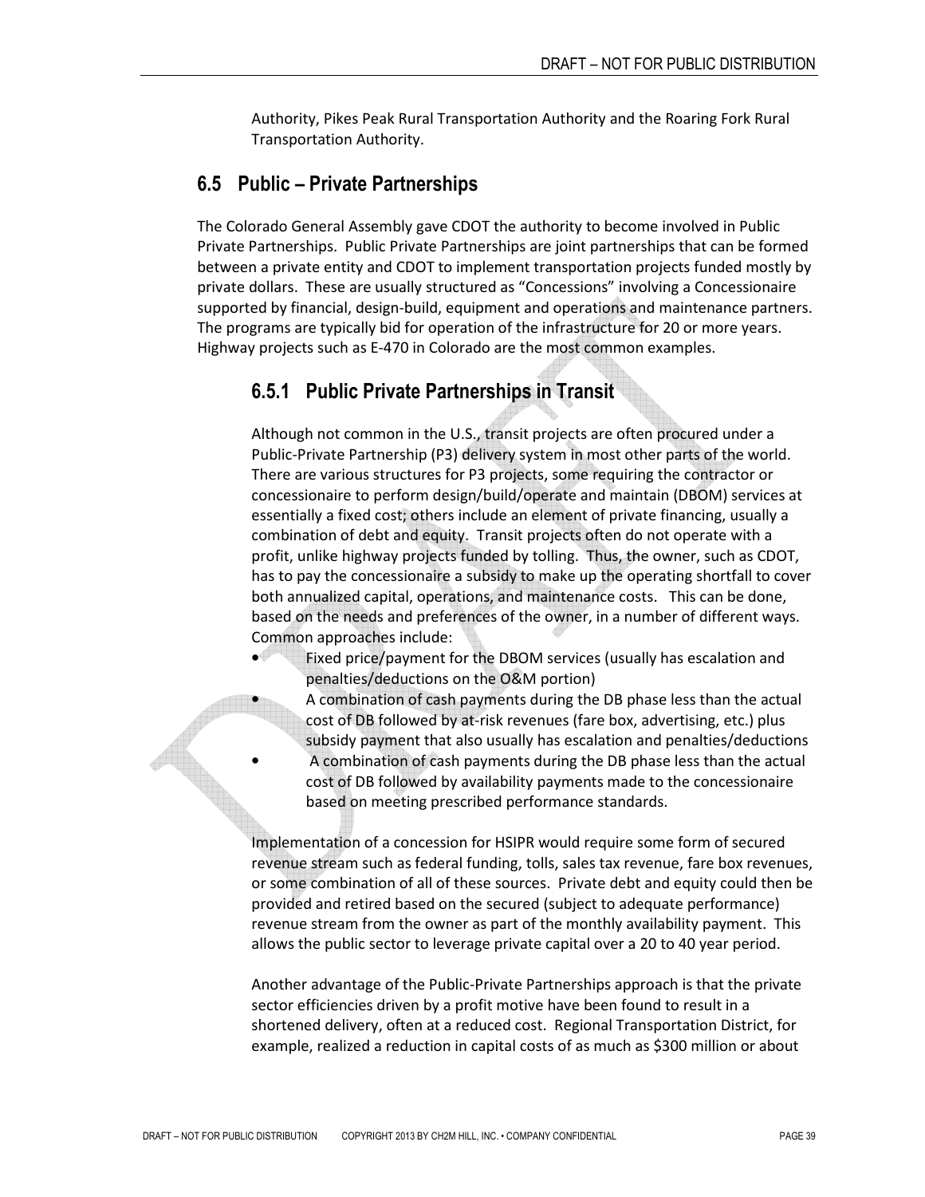Authority, Pikes Peak Rural Transportation Authority and the Roaring Fork Rural Transportation Authority.

## 6.5 Public – Private Partnerships

The Colorado General Assembly gave CDOT the authority to become involved in Public Private Partnerships. Public Private Partnerships are joint partnerships that can be formed between a private entity and CDOT to implement transportation projects funded mostly by private dollars. These are usually structured as "Concessions" involving a Concessionaire supported by financial, design-build, equipment and operations and maintenance partners. The programs are typically bid for operation of the infrastructure for 20 or more years. Highway projects such as E-470 in Colorado are the most common examples.

### 6.5.1 Public Private Partnerships in Transit

Although not common in the U.S., transit projects are often procured under a Public-Private Partnership (P3) delivery system in most other parts of the world. There are various structures for P3 projects, some requiring the contractor or concessionaire to perform design/build/operate and maintain (DBOM) services at essentially a fixed cost; others include an element of private financing, usually a combination of debt and equity. Transit projects often do not operate with a profit, unlike highway projects funded by tolling. Thus, the owner, such as CDOT, has to pay the concessionaire a subsidy to make up the operating shortfall to cover both annualized capital, operations, and maintenance costs. This can be done, based on the needs and preferences of the owner, in a number of different ways. Common approaches include:

- Fixed price/payment for the DBOM services (usually has escalation and penalties/deductions on the O&M portion)
- A combination of cash payments during the DB phase less than the actual cost of DB followed by at-risk revenues (fare box, advertising, etc.) plus subsidy payment that also usually has escalation and penalties/deductions
- A combination of cash payments during the DB phase less than the actual cost of DB followed by availability payments made to the concessionaire based on meeting prescribed performance standards.

Implementation of a concession for HSIPR would require some form of secured revenue stream such as federal funding, tolls, sales tax revenue, fare box revenues, or some combination of all of these sources. Private debt and equity could then be provided and retired based on the secured (subject to adequate performance) revenue stream from the owner as part of the monthly availability payment. This allows the public sector to leverage private capital over a 20 to 40 year period.

Another advantage of the Public-Private Partnerships approach is that the private sector efficiencies driven by a profit motive have been found to result in a shortened delivery, often at a reduced cost. Regional Transportation District, for example, realized a reduction in capital costs of as much as $300 million or about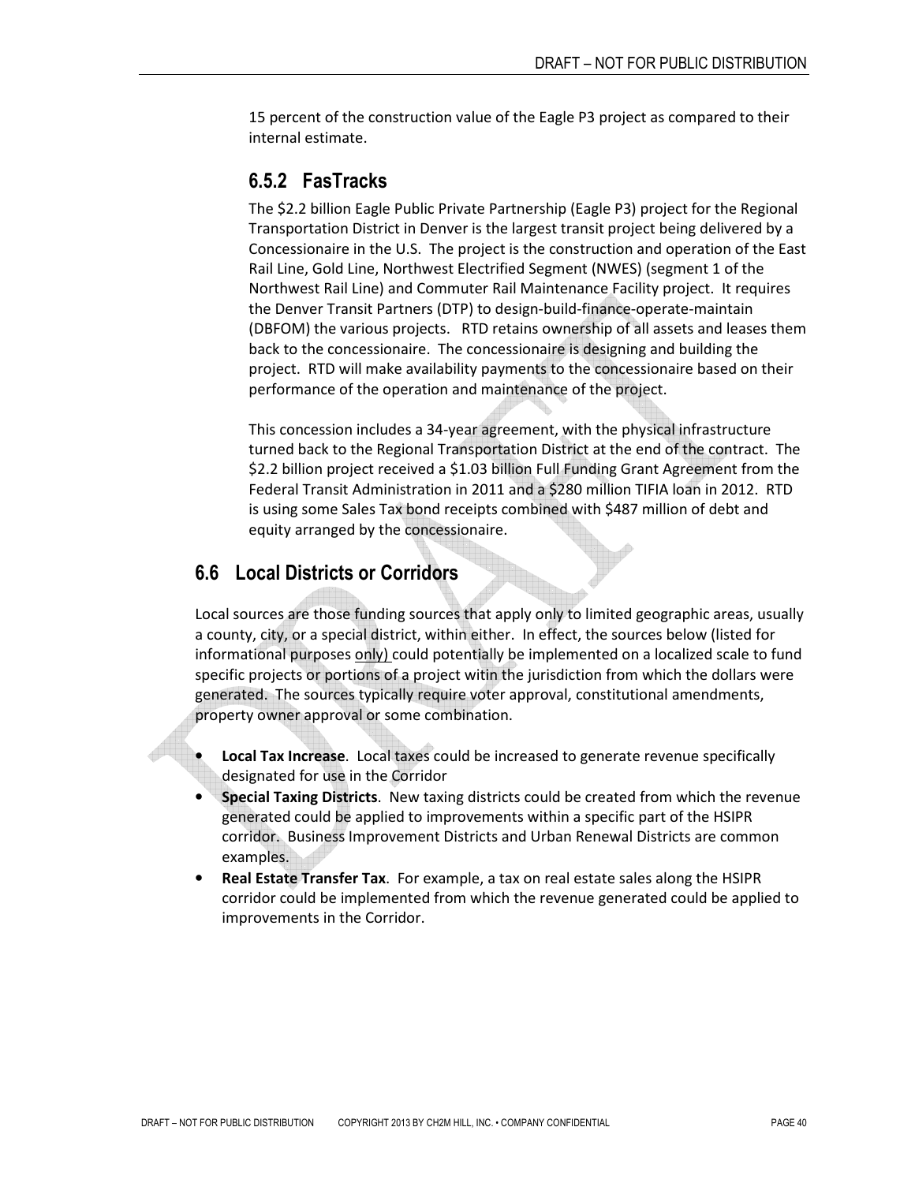15 percent of the construction value of the Eagle P3 project as compared to their internal estimate.

### 6.5.2 FasTracks

The $2.2 billion Eagle Public Private Partnership (Eagle P3) project for the Regional Transportation District in Denver is the largest transit project being delivered by a Concessionaire in the U.S. The project is the construction and operation of the East Rail Line, Gold Line, Northwest Electrified Segment (NWES) (segment 1 of the Northwest Rail Line) and Commuter Rail Maintenance Facility project. It requires the Denver Transit Partners (DTP) to design-build-finance-operate-maintain (DBFOM) the various projects. RTD retains ownership of all assets and leases them back to the concessionaire. The concessionaire is designing and building the project. RTD will make availability payments to the concessionaire based on their performance of the operation and maintenance of the project.

This concession includes a 34-year agreement, with the physical infrastructure turned back to the Regional Transportation District at the end of the contract. The $2.2 billion project received a $1.03 billion Full Funding Grant Agreement from the Federal Transit Administration in 2011 and a $280 million TIFIA loan in 2012. RTD is using some Sales Tax bond receipts combined with $487 million of debt and equity arranged by the concessionaire.

## 6.6 Local Districts or Corridors

Local sources are those funding sources that apply only to limited geographic areas, usually a county, city, or a special district, within either. In effect, the sources below (listed for informational purposes only) could potentially be implemented on a localized scale to fund specific projects or portions of a project witin the jurisdiction from which the dollars were generated. The sources typically require voter approval, constitutional amendments, property owner approval or some combination.

- **Local Tax Increase**. Local taxes could be increased to generate revenue specifically designated for use in the Corridor
- **Special Taxing Districts**. New taxing districts could be created from which the revenue generated could be applied to improvements within a specific part of the HSIPR corridor. Business Improvement Districts and Urban Renewal Districts are common examples.
- **Real Estate Transfer Tax**. For example, a tax on real estate sales along the HSIPR corridor could be implemented from which the revenue generated could be applied to improvements in the Corridor.